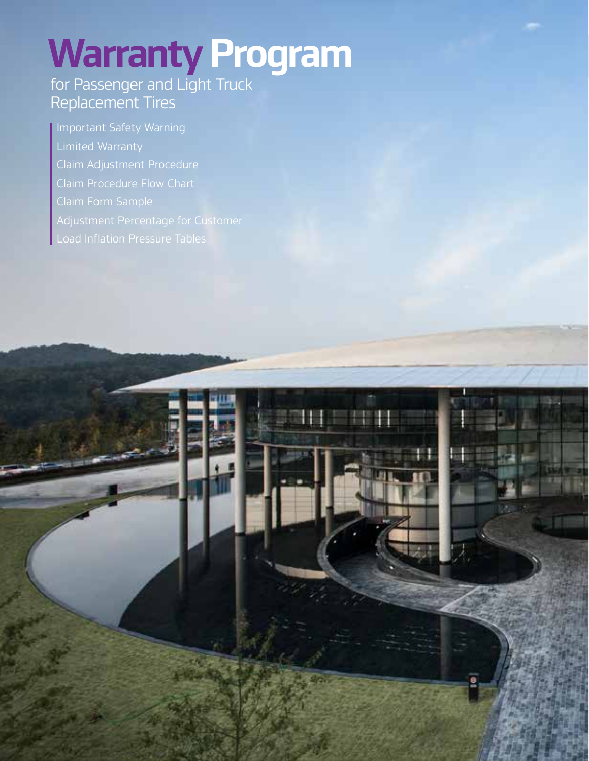# Warranty Program

## for Passenger and Light Truck Replacement Tires

- Important Safety Warning
- Limited Warranty
- Claim Adjustment Procedure
- Claim Procedure Flow Chart
- Claim Form Sample
- Adjustment Percentage for Customer
- Load Inflation Pressure Tables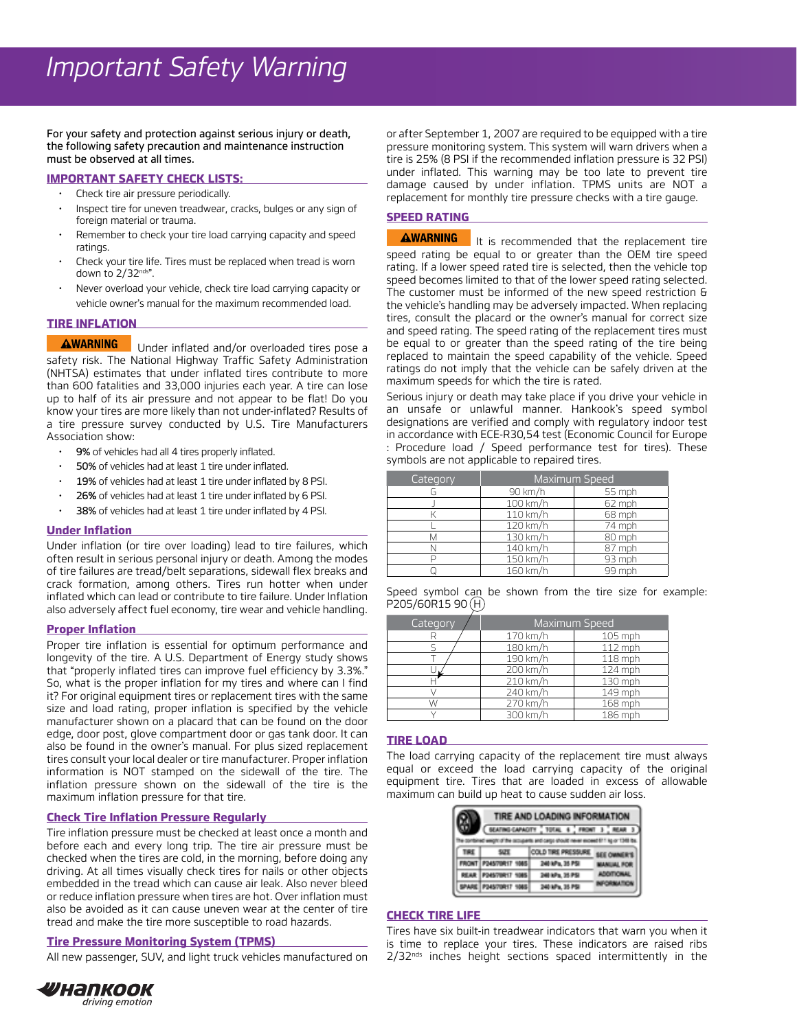# Important Safety Warning

For your safety and protection against serious injury or death, the following safety precaution and maintenance instruction must be observed at all times.

## IMPORTANT SAFETY CHECK LISTS:

- Check tire air pressure periodically.
- Inspect tire for uneven treadwear, cracks, bulges or any sign of foreign material or trauma.
- Remember to check your tire load carrying capacity and speed ratings.
- Check your tire life. Tires must be replaced when tread is worn down to 2/32nds".
- Never overload your vehicle, check tire load carrying capacity or vehicle owner's manual for the maximum recommended load.

## TIRE INFLATION

**⚠WARNING** Under inflated and/or overloaded tires pose a safety risk. The National Highway Traffic Safety Administration (NHTSA) estimates that under inflated tires contribute to more than 600 fatalities and 33,000 injuries each year. A tire can lose up to half of its air pressure and not appear to be flat! Do you know your tires are more likely than not under-inflated? Results of a tire pressure survey conducted by U.S. Tire Manufacturers Association show:

- **9%** of vehicles had all 4 tires properly inflated.
- **50%** of vehicles had at least 1 tire under inflated.
- **19%** of vehicles had at least 1 tire under inflated by 8 PSI.
- **26%** of vehicles had at least 1 tire under inflated by 6 PSI.
- **38%** of vehicles had at least 1 tire under inflated by 4 PSI.

### Under Inflation

Under inflation (or tire over loading) lead to tire failures, which often result in serious personal injury or death. Among the modes of tire failures are tread/belt separations, sidewall flex breaks and crack formation, among others. Tires run hotter when under inflated which can lead or contribute to tire failure. Under Inflation also adversely affect fuel economy, tire wear and vehicle handling.

### Proper Inflation

Proper tire inflation is essential for optimum performance and longevity of the tire. A U.S. Department of Energy study shows that "properly inflated tires can improve fuel efficiency by 3.3%." So, what is the proper inflation for my tires and where can I find it? For original equipment tires or replacement tires with the same size and load rating, proper inflation is specified by the vehicle manufacturer shown on a placard that can be found on the door edge, door post, glove compartment door or gas tank door. It can also be found in the owner's manual. For plus sized replacement tires consult your local dealer or tire manufacturer. Proper inflation information is NOT stamped on the sidewall of the tire. The inflation pressure shown on the sidewall of the tire is the maximum inflation pressure for that tire.

### Check Tire Inflation Pressure Regularly

Tire inflation pressure must be checked at least once a month and before each and every long trip. The tire air pressure must be checked when the tires are cold, in the morning, before doing any driving. At all times visually check tires for nails or other objects embedded in the tread which can cause air leak. Also never bleed or reduce inflation pressure when tires are hot. Over inflation must also be avoided as it can cause uneven wear at the center of tire tread and make the tire more susceptible to road hazards.

### Tire Pressure Monitoring System (TPMS)

All new passenger, SUV, and light truck vehicles manufactured on or after September 1, 2007 are required to be equipped with a tire pressure monitoring system. This system will warn drivers when a tire is 25% (8 PSI if the recommended inflation pressure is 32 PSI) under inflated. This warning may be too late to prevent tire damage caused by under inflation. TPMS units are NOT a replacement for monthly tire pressure checks with a tire gauge.

## SPEED RATING

**⚠WARNING** It is recommended that the replacement tire speed rating be equal to or greater than the OEM tire speed rating. If a lower speed rated tire is selected, then the vehicle top speed becomes limited to that of the lower speed rating selected. The customer must be informed of the new speed restriction & the vehicle's handling may be adversely impacted. When replacing tires, consult the placard or the owner's manual for correct size and speed rating. The speed rating of the replacement tires must be equal to or greater than the speed rating of the tire being replaced to maintain the speed capability of the vehicle. Speed ratings do not imply that the vehicle can be safely driven at the maximum speeds for which the tire is rated.

Serious injury or death may take place if you drive your vehicle in an unsafe or unlawful manner. Hankook's speed symbol designations are verified and comply with regulatory indoor test in accordance with ECE-R30,54 test (Economic Council for Europe : Procedure load / Speed performance test for tires). These symbols are not applicable to repaired tires.

| Category | Maximum Speed | |
|---|---|---|
| G | 90 km/h | 55 mph |
| J | 100 km/h | 62 mph |
| K | 110 km/h | 68 mph |
| L | 120 km/h | 74 mph |
| M | 130 km/h | 80 mph |
| N | 140 km/h | 87 mph |
| P | 150 km/h | 93 mph |
| Q | 160 km/h | 99 mph |

Speed symbol can be shown from the tire size for example: P205/60R15 90 (H)

| Category | Maximum Speed | |
|---|---|---|
| R | 170 km/h | 105 mph |
| S | 180 km/h | 112 mph |
| T | 190 km/h | 118 mph |
| U | 200 km/h | 124 mph |
| H | 210 km/h | 130 mph |
| V | 240 km/h | 149 mph |
| W | 270 km/h | 168 mph |
| Y | 300 km/h | 186 mph |

## TIRE LOAD

The load carrying capacity of the replacement tire must always equal or exceed the load carrying capacity of the original equipment tire. Tires that are loaded in excess of allowable maximum can build up heat to cause sudden air loss.

## CHECK TIRE LIFE

Tires have six built-in treadwear indicators that warn you when it is time to replace your tires. These indicators are raised ribs 2/32nds inches height sections spaced intermittently in the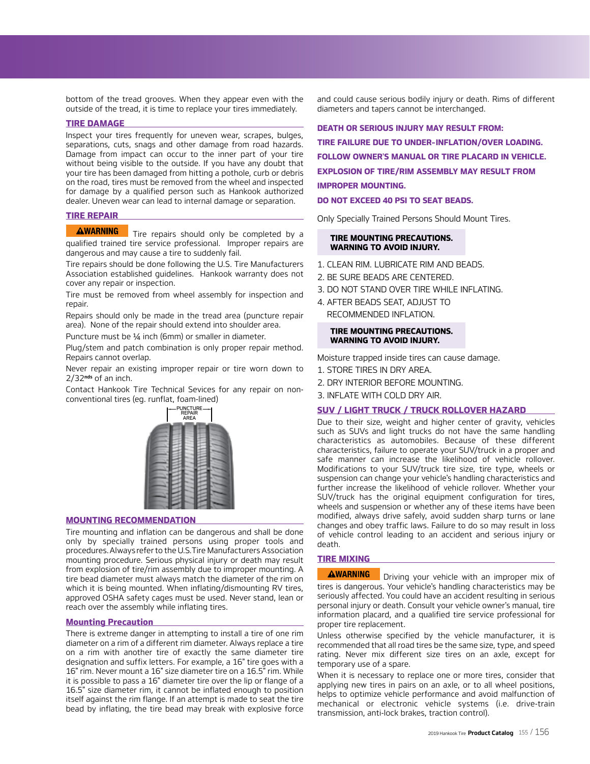bottom of the tread grooves. When they appear even with the outside of the tread, it is time to replace your tires immediately.

## TIRE DAMAGE

Inspect your tires frequently for uneven wear, scrapes, bulges, separations, cuts, snags and other damage from road hazards. Damage from impact can occur to the inner part of your tire without being visible to the outside. If you have any doubt that your tire has been damaged from hitting a pothole, curb or debris on the road, tires must be removed from the wheel and inspected for damage by a qualified person such as Hankook authorized dealer. Uneven wear can lead to internal damage or separation.

## TIRE REPAIR

**⚠WARNING** Tire repairs should only be completed by a qualified trained tire service professional. Improper repairs are dangerous and may cause a tire to suddenly fail.

Tire repairs should be done following the U.S. Tire Manufacturers Association established guidelines. Hankook warranty does not cover any repair or inspection.

Tire must be removed from wheel assembly for inspection and repair.

Repairs should only be made in the tread area (puncture repair area). None of the repair should extend into shoulder area.

Puncture must be ¼ inch (6mm) or smaller in diameter.

Plug/stem and patch combination is only proper repair method. Repairs cannot overlap.

Never repair an existing improper repair or tire worn down to 2/32nds of an inch.

Contact Hankook Tire Technical Sevices for any repair on non-conventional tires (eg. runflat, foam-lined)

PUNCTURE REPAIR AREA

## MOUNTING RECOMMENDATION

Tire mounting and inflation can be dangerous and shall be done only by specially trained persons using proper tools and procedures. Always refer to the U.S. Tire Manufacturers Association mounting procedure. Serious physical injury or death may result from explosion of tire/rim assembly due to improper mounting. A tire bead diameter must always match the diameter of the rim on which it is being mounted. When inflating/dismounting RV tires, approved OSHA safety cages must be used. Never stand, lean or reach over the assembly while inflating tires.

## Mounting Precaution

There is extreme danger in attempting to install a tire of one rim diameter on a rim of a different rim diameter. Always replace a tire on a rim with another tire of exactly the same diameter tire designation and suffix letters. For example, a 16" tire goes with a 16" rim. Never mount a 16" size diameter tire on a 16.5" rim. While it is possible to pass a 16" diameter tire over the lip or flange of a 16.5" size diameter rim, it cannot be inflated enough to position itself against the rim flange. If an attempt is made to seat the tire bead by inflating, the tire bead may break with explosive force and could cause serious bodily injury or death. Rims of different diameters and tapers cannot be interchanged.

**DEATH OR SERIOUS INJURY MAY RESULT FROM:**

**TIRE FAILURE DUE TO UNDER-INFLATION/OVER LOADING.**

**FOLLOW OWNER'S MANUAL OR TIRE PLACARD IN VEHICLE.**

**EXPLOSION OF TIRE/RIM ASSEMBLY MAY RESULT FROM IMPROPER MOUNTING.**

**DO NOT EXCEED 40 PSI TO SEAT BEADS.**

Only Specially Trained Persons Should Mount Tires.

**TIRE MOUNTING PRECAUTIONS.
WARNING TO AVOID INJURY.**

1. CLEAN RIM. LUBRICATE RIM AND BEADS.
2. BE SURE BEADS ARE CENTERED.
3. DO NOT STAND OVER TIRE WHILE INFLATING.
4. AFTER BEADS SEAT, ADJUST TO RECOMMENDED INFLATION.

**TIRE MOUNTING PRECAUTIONS.
WARNING TO AVOID INJURY.**

Moisture trapped inside tires can cause damage.

1. STORE TIRES IN DRY AREA.
2. DRY INTERIOR BEFORE MOUNTING.
3. INFLATE WITH COLD DRY AIR.

## SUV / LIGHT TRUCK / TRUCK ROLLOVER HAZARD

Due to their size, weight and higher center of gravity, vehicles such as SUVs and light trucks do not have the same handling characteristics as automobiles. Because of these different characteristics, failure to operate your SUV/truck in a proper and safe manner can increase the likelihood of vehicle rollover. Modifications to your SUV/truck tire size, tire type, wheels or suspension can change your vehicle's handling characteristics and further increase the likelihood of vehicle rollover. Whether your SUV/truck has the original equipment configuration for tires, wheels and suspension or whether any of these items have been modified, always drive safely, avoid sudden sharp turns or lane changes and obey traffic laws. Failure to do so may result in loss of vehicle control leading to an accident and serious injury or death.

## TIRE MIXING

**⚠WARNING** Driving your vehicle with an improper mix of tires is dangerous. Your vehicle's handling characteristics may be seriously affected. You could have an accident resulting in serious personal injury or death. Consult your vehicle owner's manual, tire information placard, and a qualified tire service professional for proper tire replacement.

Unless otherwise specified by the vehicle manufacturer, it is recommended that all road tires be the same size, type, and speed rating. Never mix different size tires on an axle, except for temporary use of a spare.

When it is necessary to replace one or more tires, consider that applying new tires in pairs on an axle, or to all wheel positions, helps to optimize vehicle performance and avoid malfunction of mechanical or electronic vehicle systems (i.e. drive-train transmission, anti-lock brakes, traction control).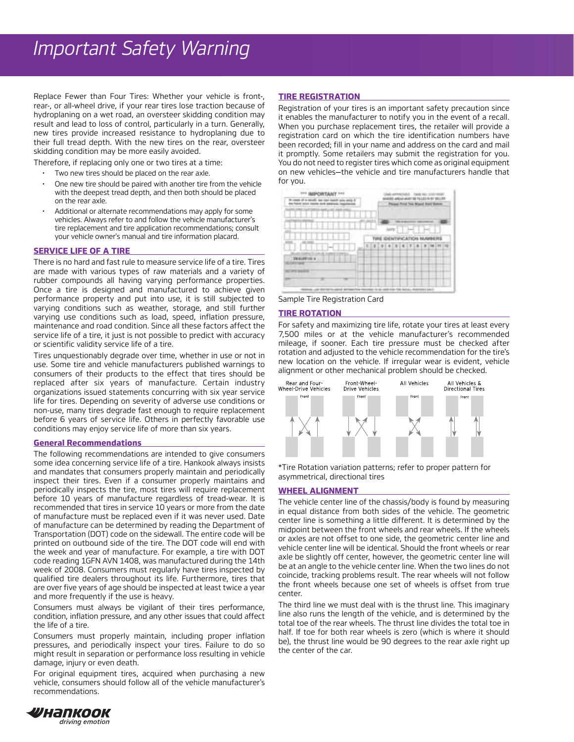// Important Safety Warning

Replace Fewer than Four Tires: Whether your vehicle is front-, rear-, or all-wheel drive, if your rear tires lose traction because of hydroplaning on a wet road, an oversteer skidding condition may result and lead to loss of control, particularly in a turn. Generally, new tires provide increased resistance to hydroplaning due to their full tread depth. With the new tires on the rear, oversteer skidding condition may be more easily avoided.

Therefore, if replacing only one or two tires at a time:

- Two new tires should be placed on the rear axle.
- One new tire should be paired with another tire from the vehicle with the deepest tread depth, and then both should be placed on the rear axle.
- Additional or alternate recommendations may apply for some vehicles. Always refer to and follow the vehicle manufacturer's tire replacement and tire application recommendations; consult your vehicle owner's manual and tire information placard.

## SERVICE LIFE OF A TIRE

There is no hard and fast rule to measure service life of a tire. Tires are made with various types of raw materials and a variety of rubber compounds all having varying performance properties. Once a tire is designed and manufactured to achieve given performance property and put into use, it is still subjected to varying conditions such as weather, storage, and still further varying use conditions such as load, speed, inflation pressure, maintenance and road condition. Since all these factors affect the service life of a tire, it just is not possible to predict with accuracy or scientific validity service life of a tire.

Tires unquestionably degrade over time, whether in use or not in use. Some tire and vehicle manufacturers published warnings to consumers of their products to the effect that tires should be replaced after six years of manufacture. Certain industry organizations issued statements concurring with six year service life for tires. Depending on severity of adverse use conditions or non-use, many tires degrade fast enough to require replacement before 6 years of service life. Others in perfectly favorable use conditions may enjoy service life of more than six years.

### General Recommendations

The following recommendations are intended to give consumers some idea concerning service life of a tire. Hankook always insists and mandates that consumers properly maintain and periodically inspect their tires. Even if a consumer properly maintains and periodically inspects the tire, most tires will require replacement before 10 years of manufacture regardless of tread-wear. It is recommended that tires in service 10 years or more from the date of manufacture must be replaced even if it was never used. Date of manufacture can be determined by reading the Department of Transportation (DOT) code on the sidewall. The entire code will be printed on outbound side of the tire. The DOT code will end with the week and year of manufacture. For example, a tire with DOT code reading 1GFN AVN 1408, was manufactured during the 14th week of 2008. Consumers must regularly have tires inspected by qualified tire dealers throughout its life. Furthermore, tires that are over five years of age should be inspected at least twice a year and more frequently if the use is heavy.

Consumers must always be vigilant of their tires performance, condition, inflation pressure, and any other issues that could affect the life of a tire.

Consumers must properly maintain, including proper inflation pressures, and periodically inspect your tires. Failure to do so might result in separation or performance loss resulting in vehicle damage, injury or even death.

For original equipment tires, acquired when purchasing a new vehicle, consumers should follow all of the vehicle manufacturer's recommendations.

## TIRE REGISTRATION

Registration of your tires is an important safety precaution since it enables the manufacturer to notify you in the event of a recall. When you purchase replacement tires, the retailer will provide a registration card on which the tire identification numbers have been recorded; fill in your name and address on the card and mail it promptly. Some retailers may submit the registration for you. You do not need to register tires which come as original equipment on new vehicles—the vehicle and tire manufacturers handle that for you.

Sample Tire Registration Card

## TIRE ROTATION

For safety and maximizing tire life, rotate your tires at least every 7,500 miles or at the vehicle manufacturer's recommended mileage, if sooner. Each tire pressure must be checked after rotation and adjusted to the vehicle recommendation for the tire's new location on the vehicle. If irregular wear is evident, vehicle alignment or other mechanical problem should be checked.

Rear and Four-Wheel-Drive Vehicles | Front-Wheel-Drive Vehicles | All Vehicles | All Vehicles & Directional Tires

*Tire Rotation variation patterns; refer to proper pattern for asymmetrical, directional tires

## WHEEL ALIGNMENT

The vehicle center line of the chassis/body is found by measuring in equal distance from both sides of the vehicle. The geometric center line is something a little different. It is determined by the midpoint between the front wheels and rear wheels. If the wheels or axles are not offset to one side, the geometric center line and vehicle center line will be identical. Should the front wheels or rear axle be slightly off center, however, the geometric center line will be at an angle to the vehicle center line. When the two lines do not coincide, tracking problems result. The rear wheels will not follow the front wheels because one set of wheels is offset from true center.

The third line we must deal with is the thrust line. This imaginary line also runs the length of the vehicle, and is determined by the total toe of the rear wheels. The thrust line divides the total toe in half. If toe for both rear wheels is zero (which is where it should be), the thrust line would be 90 degrees to the rear axle right up the center of the car.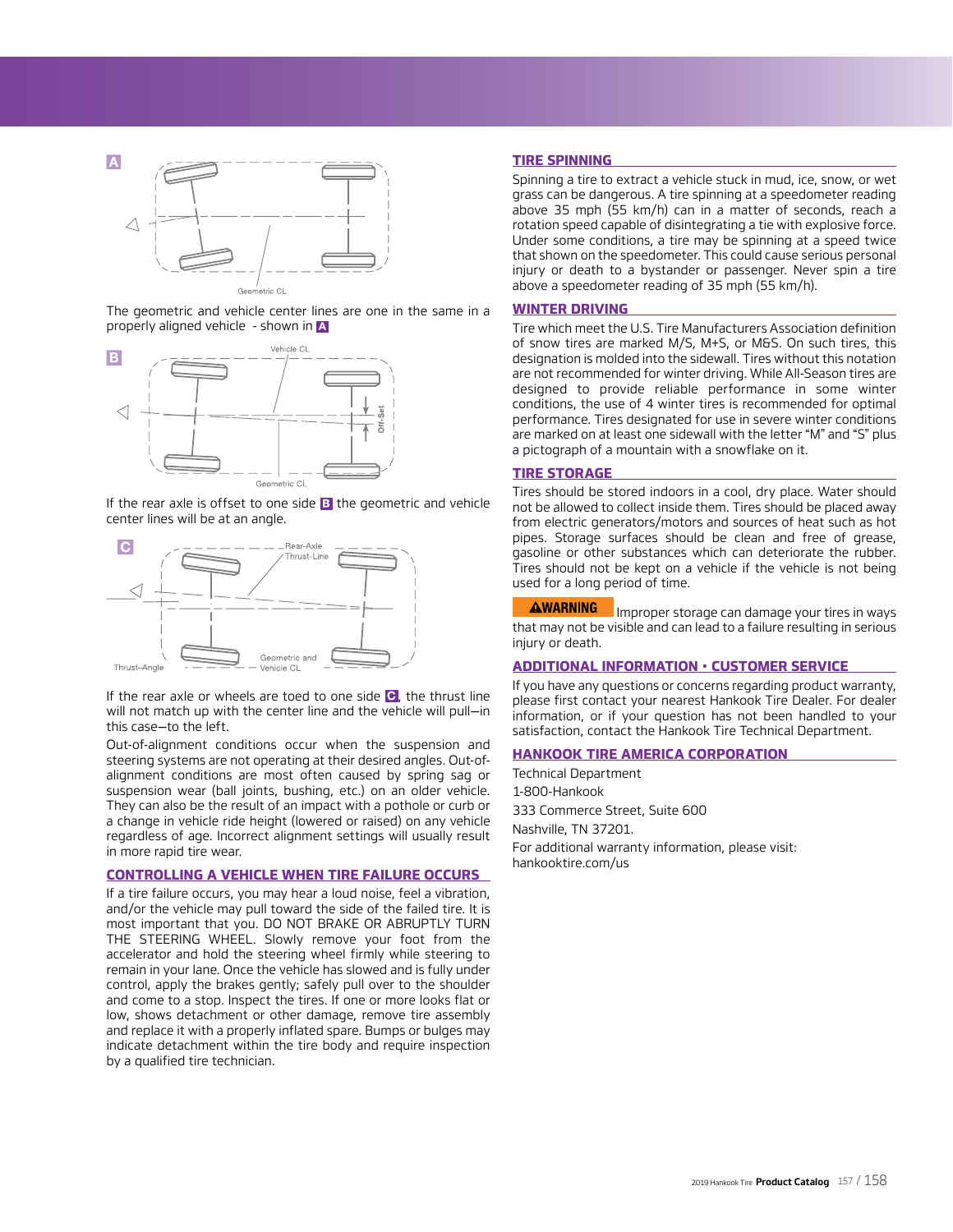The geometric and vehicle center lines are one in the same in a properly aligned vehicle - shown in A

If the rear axle is offset to one side B the geometric and vehicle center lines will be at an angle.

If the rear axle or wheels are toed to one side C, the thrust line will not match up with the center line and the vehicle will pull—in this case—to the left.

Out-of-alignment conditions occur when the suspension and steering systems are not operating at their desired angles. Out-of-alignment conditions are most often caused by spring sag or suspension wear (ball joints, bushing, etc.) on an older vehicle. They can also be the result of an impact with a pothole or curb or a change in vehicle ride height (lowered or raised) on any vehicle regardless of age. Incorrect alignment settings will usually result in more rapid tire wear.

## CONTROLLING A VEHICLE WHEN TIRE FAILURE OCCURS

If a tire failure occurs, you may hear a loud noise, feel a vibration, and/or the vehicle may pull toward the side of the failed tire. It is most important that you. DO NOT BRAKE OR ABRUPTLY TURN THE STEERING WHEEL. Slowly remove your foot from the accelerator and hold the steering wheel firmly while steering to remain in your lane. Once the vehicle has slowed and is fully under control, apply the brakes gently; safely pull over to the shoulder and come to a stop. Inspect the tires. If one or more looks flat or low, shows detachment or other damage, remove tire assembly and replace it with a properly inflated spare. Bumps or bulges may indicate detachment within the tire body and require inspection by a qualified tire technician.

## TIRE SPINNING

Spinning a tire to extract a vehicle stuck in mud, ice, snow, or wet grass can be dangerous. A tire spinning at a speedometer reading above 35 mph (55 km/h) can in a matter of seconds, reach a rotation speed capable of disintegrating a tie with explosive force. Under some conditions, a tire may be spinning at a speed twice that shown on the speedometer. This could cause serious personal injury or death to a bystander or passenger. Never spin a tire above a speedometer reading of 35 mph (55 km/h).

## WINTER DRIVING

Tire which meet the U.S. Tire Manufacturers Association definition of snow tires are marked M/S, M+S, or M&S. On such tires, this designation is molded into the sidewall. Tires without this notation are not recommended for winter driving. While All-Season tires are designed to provide reliable performance in some winter conditions, the use of 4 winter tires is recommended for optimal performance. Tires designated for use in severe winter conditions are marked on at least one sidewall with the letter "M" and "S" plus a pictograph of a mountain with a snowflake on it.

## TIRE STORAGE

Tires should be stored indoors in a cool, dry place. Water should not be allowed to collect inside them. Tires should be placed away from electric generators/motors and sources of heat such as hot pipes. Storage surfaces should be clean and free of grease, gasoline or other substances which can deteriorate the rubber. Tires should not be kept on a vehicle if the vehicle is not being used for a long period of time.

**⚠WARNING** Improper storage can damage your tires in ways that may not be visible and can lead to a failure resulting in serious injury or death.

## ADDITIONAL INFORMATION • CUSTOMER SERVICE

If you have any questions or concerns regarding product warranty, please first contact your nearest Hankook Tire Dealer. For dealer information, or if your question has not been handled to your satisfaction, contact the Hankook Tire Technical Department.

## HANKOOK TIRE AMERICA CORPORATION

Technical Department

1-800-Hankook

333 Commerce Street, Suite 600

Nashville, TN 37201.

For additional warranty information, please visit:
hankooktire.com/us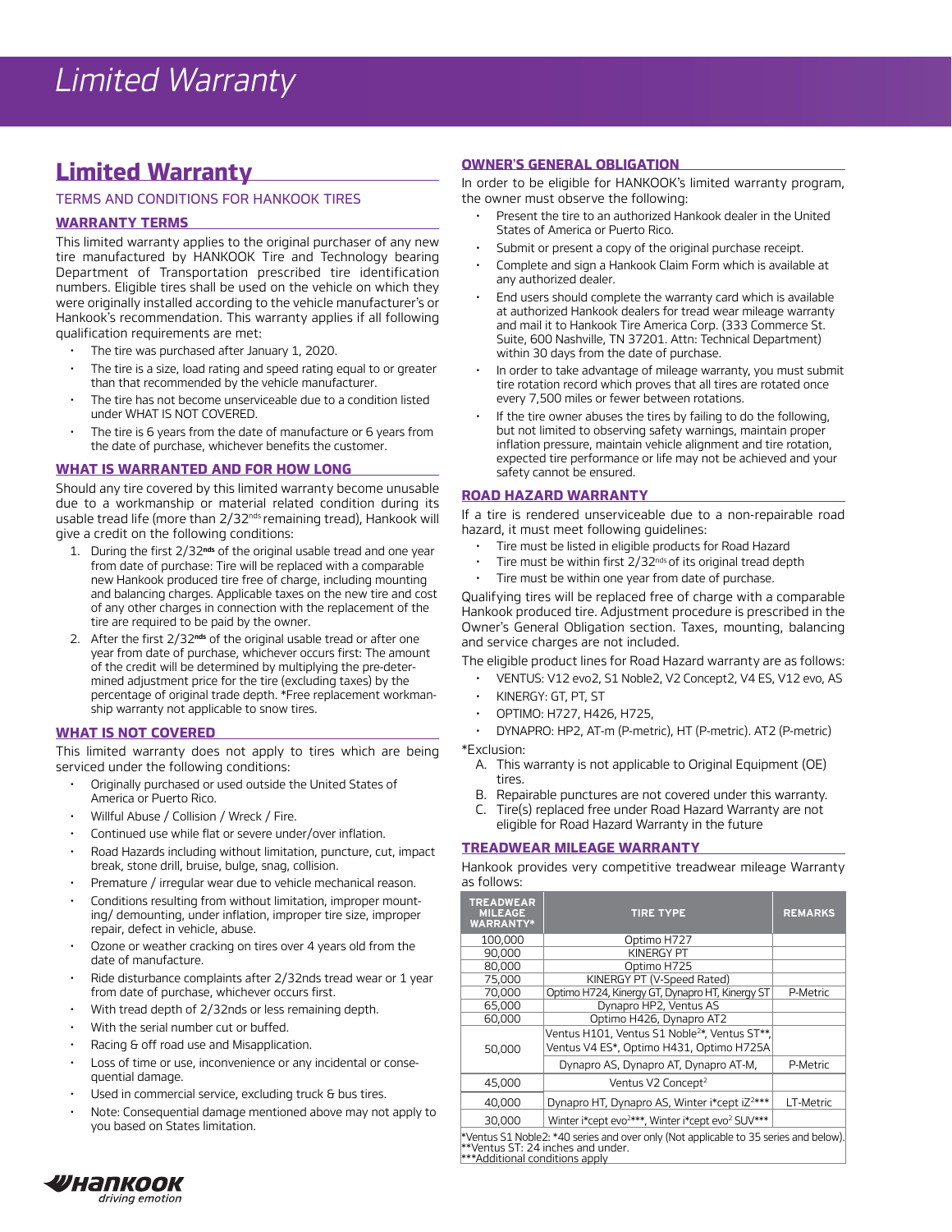# Limited Warranty

## Limited Warranty

TERMS AND CONDITIONS FOR HANKOOK TIRES

### WARRANTY TERMS

This limited warranty applies to the original purchaser of any new tire manufactured by HANKOOK Tire and Technology bearing Department of Transportation prescribed tire identification numbers. Eligible tires shall be used on the vehicle on which they were originally installed according to the vehicle manufacturer's or Hankook's recommendation. This warranty applies if all following qualification requirements are met:

- The tire was purchased after January 1, 2020.
- The tire is a size, load rating and speed rating equal to or greater than that recommended by the vehicle manufacturer.
- The tire has not become unserviceable due to a condition listed under WHAT IS NOT COVERED.
- The tire is 6 years from the date of manufacture or 6 years from the date of purchase, whichever benefits the customer.

### WHAT IS WARRANTED AND FOR HOW LONG

Should any tire covered by this limited warranty become unusable due to a workmanship or material related condition during its usable tread life (more than 2/32nds remaining tread), Hankook will give a credit on the following conditions:

1. During the first 2/32nds of the original usable tread and one year from date of purchase: Tire will be replaced with a comparable new Hankook produced tire free of charge, including mounting and balancing charges. Applicable taxes on the new tire and cost of any other charges in connection with the replacement of the tire are required to be paid by the owner.
2. After the first 2/32nds of the original usable tread or after one year from date of purchase, whichever occurs first: The amount of the credit will be determined by multiplying the pre-determined adjustment price for the tire (excluding taxes) by the percentage of original trade depth. *Free replacement workmanship warranty not applicable to snow tires.

### WHAT IS NOT COVERED

This limited warranty does not apply to tires which are being serviced under the following conditions:

- Originally purchased or used outside the United States of America or Puerto Rico.
- Willful Abuse / Collision / Wreck / Fire.
- Continued use while flat or severe under/over inflation.
- Road Hazards including without limitation, puncture, cut, impact break, stone drill, bruise, bulge, snag, collision.
- Premature / irregular wear due to vehicle mechanical reason.
- Conditions resulting from without limitation, improper mounting/ demounting, under inflation, improper tire size, improper repair, defect in vehicle, abuse.
- Ozone or weather cracking on tires over 4 years old from the date of manufacture.
- Ride disturbance complaints after 2/32nds tread wear or 1 year from date of purchase, whichever occurs first.
- With tread depth of 2/32nds or less remaining depth.
- With the serial number cut or buffed.
- Racing & off road use and Misapplication.
- Loss of time or use, inconvenience or any incidental or consequential damage.
- Used in commercial service, excluding truck & bus tires.
- Note: Consequential damage mentioned above may not apply to you based on States limitation.

### OWNER'S GENERAL OBLIGATION

In order to be eligible for HANKOOK's limited warranty program, the owner must observe the following:

- Present the tire to an authorized Hankook dealer in the United States of America or Puerto Rico.
- Submit or present a copy of the original purchase receipt.
- Complete and sign a Hankook Claim Form which is available at any authorized dealer.
- End users should complete the warranty card which is available at authorized Hankook dealers for tread wear mileage warranty and mail it to Hankook Tire America Corp. (333 Commerce St. Suite, 600 Nashville, TN 37201. Attn: Technical Department) within 30 days from the date of purchase.
- In order to take advantage of mileage warranty, you must submit tire rotation record which proves that all tires are rotated once every 7,500 miles or fewer between rotations.
- If the tire owner abuses the tires by failing to do the following, but not limited to observing safety warnings, maintain proper inflation pressure, maintain vehicle alignment and tire rotation, expected tire performance or life may not be achieved and your safety cannot be ensured.

### ROAD HAZARD WARRANTY

If a tire is rendered unserviceable due to a non-repairable road hazard, it must meet following guidelines:

- Tire must be listed in eligible products for Road Hazard
- Tire must be within first 2/32nds of its original tread depth
- Tire must be within one year from date of purchase.

Qualifying tires will be replaced free of charge with a comparable Hankook produced tire. Adjustment procedure is prescribed in the Owner's General Obligation section. Taxes, mounting, balancing and service charges are not included.

The eligible product lines for Road Hazard warranty are as follows:

- VENTUS: V12 evo2, S1 Noble2, V2 Concept2, V4 ES, V12 evo, AS
- KINERGY: GT, PT, ST
- OPTIMO: H727, H426, H725,
- DYNAPRO: HP2, AT-m (P-metric), HT (P-metric). AT2 (P-metric)

*Exclusion:

A. This warranty is not applicable to Original Equipment (OE) tires.
B. Repairable punctures are not covered under this warranty.
C. Tire(s) replaced free under Road Hazard Warranty are not eligible for Road Hazard Warranty in the future

### TREADWEAR MILEAGE WARRANTY

Hankook provides very competitive treadwear mileage Warranty as follows:

| TREADWEAR MILEAGE WARRANTY* | TIRE TYPE | REMARKS |
|---|---|---|
| 100,000 | Optimo H727 | |
| 90,000 | KINERGY PT | |
| 80,000 | Optimo H725 | |
| 75,000 | KINERGY PT (V-Speed Rated) | |
| 70,000 | Optimo H724, Kinergy GT, Dynapro HT, Kinergy ST | P-Metric |
| 65,000 | Dynapro HP2, Ventus AS | |
| 60,000 | Optimo H426, Dynapro AT2 | |
| 50,000 | Ventus H101, Ventus S1 Noble2*, Ventus ST**, Ventus V4 ES*, Optimo H431, Optimo H725A | |
| | Dynapro AS, Dynapro AT, Dynapro AT-M, | P-Metric |
| 45,000 | Ventus V2 Concept2 | |
| 40,000 | Dynapro HT, Dynapro AS, Winter i*cept iZ2*** | LT-Metric |
| 30,000 | Winter i*cept evo2***, Winter i*cept evo2 SUV*** | |

*Ventus S1 Noble2: *40 series and over only (Not applicable to 35 series and below).
**Ventus ST: 24 inches and under.
***Additional conditions apply

HANKOOK driving emotion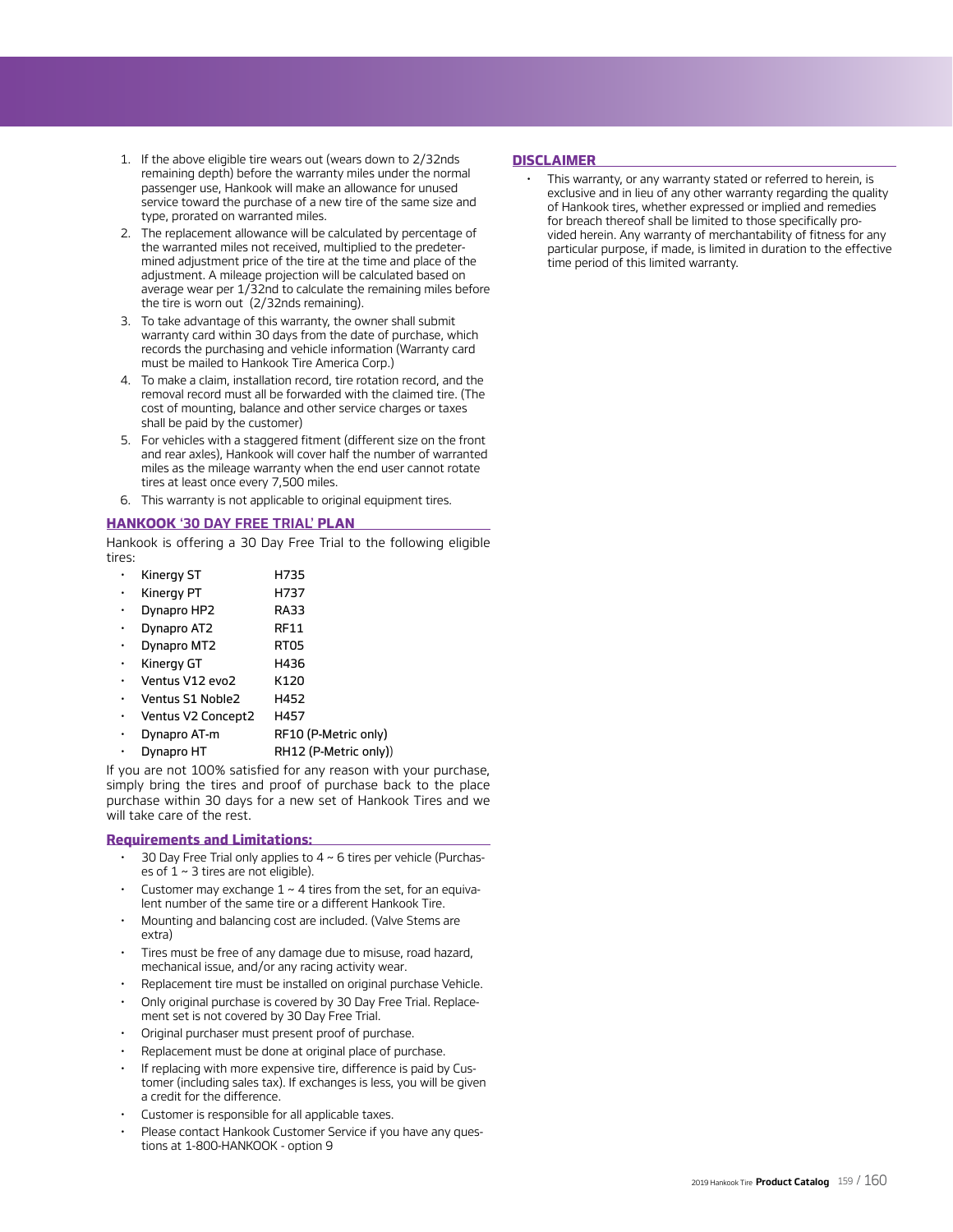1. If the above eligible tire wears out (wears down to 2/32nds remaining depth) before the warranty miles under the normal passenger use, Hankook will make an allowance for unused service toward the purchase of a new tire of the same size and type, prorated on warranted miles.
2. The replacement allowance will be calculated by percentage of the warranted miles not received, multiplied to the predetermined adjustment price of the tire at the time and place of the adjustment. A mileage projection will be calculated based on average wear per 1/32nd to calculate the remaining miles before the tire is worn out (2/32nds remaining).
3. To take advantage of this warranty, the owner shall submit warranty card within 30 days from the date of purchase, which records the purchasing and vehicle information (Warranty card must be mailed to Hankook Tire America Corp.)
4. To make a claim, installation record, tire rotation record, and the removal record must all be forwarded with the claimed tire. (The cost of mounting, balance and other service charges or taxes shall be paid by the customer)
5. For vehicles with a staggered fitment (different size on the front and rear axles), Hankook will cover half the number of warranted miles as the mileage warranty when the end user cannot rotate tires at least once every 7,500 miles.
6. This warranty is not applicable to original equipment tires.

## HANKOOK '30 DAY FREE TRIAL' PLAN

Hankook is offering a 30 Day Free Trial to the following eligible tires:

- Kinergy ST H735
- Kinergy PT H737
- Dynapro HP2 RA33
- Dynapro AT2 RF11
- Dynapro MT2 RT05
- Kinergy GT H436
- Ventus V12 evo2 K120
- Ventus S1 Noble2 H452
- Ventus V2 Concept2 H457
- Dynapro AT-m RF10 (P-Metric only)
- Dynapro HT RH12 (P-Metric only))

If you are not 100% satisfied for any reason with your purchase, simply bring the tires and proof of purchase back to the place purchase within 30 days for a new set of Hankook Tires and we will take care of the rest.

### Requirements and Limitations:

- 30 Day Free Trial only applies to 4 ~ 6 tires per vehicle (Purchases of 1 ~ 3 tires are not eligible).
- Customer may exchange 1 ~ 4 tires from the set, for an equivalent number of the same tire or a different Hankook Tire.
- Mounting and balancing cost are included. (Valve Stems are extra)
- Tires must be free of any damage due to misuse, road hazard, mechanical issue, and/or any racing activity wear.
- Replacement tire must be installed on original purchase Vehicle.
- Only original purchase is covered by 30 Day Free Trial. Replacement set is not covered by 30 Day Free Trial.
- Original purchaser must present proof of purchase.
- Replacement must be done at original place of purchase.
- If replacing with more expensive tire, difference is paid by Customer (including sales tax). If exchanges is less, you will be given a credit for the difference.
- Customer is responsible for all applicable taxes.
- Please contact Hankook Customer Service if you have any questions at 1-800-HANKOOK - option 9

## DISCLAIMER

- This warranty, or any warranty stated or referred to herein, is exclusive and in lieu of any other warranty regarding the quality of Hankook tires, whether expressed or implied and remedies for breach thereof shall be limited to those specifically provided herein. Any warranty of merchantability of fitness for any particular purpose, if made, is limited in duration to the effective time period of this limited warranty.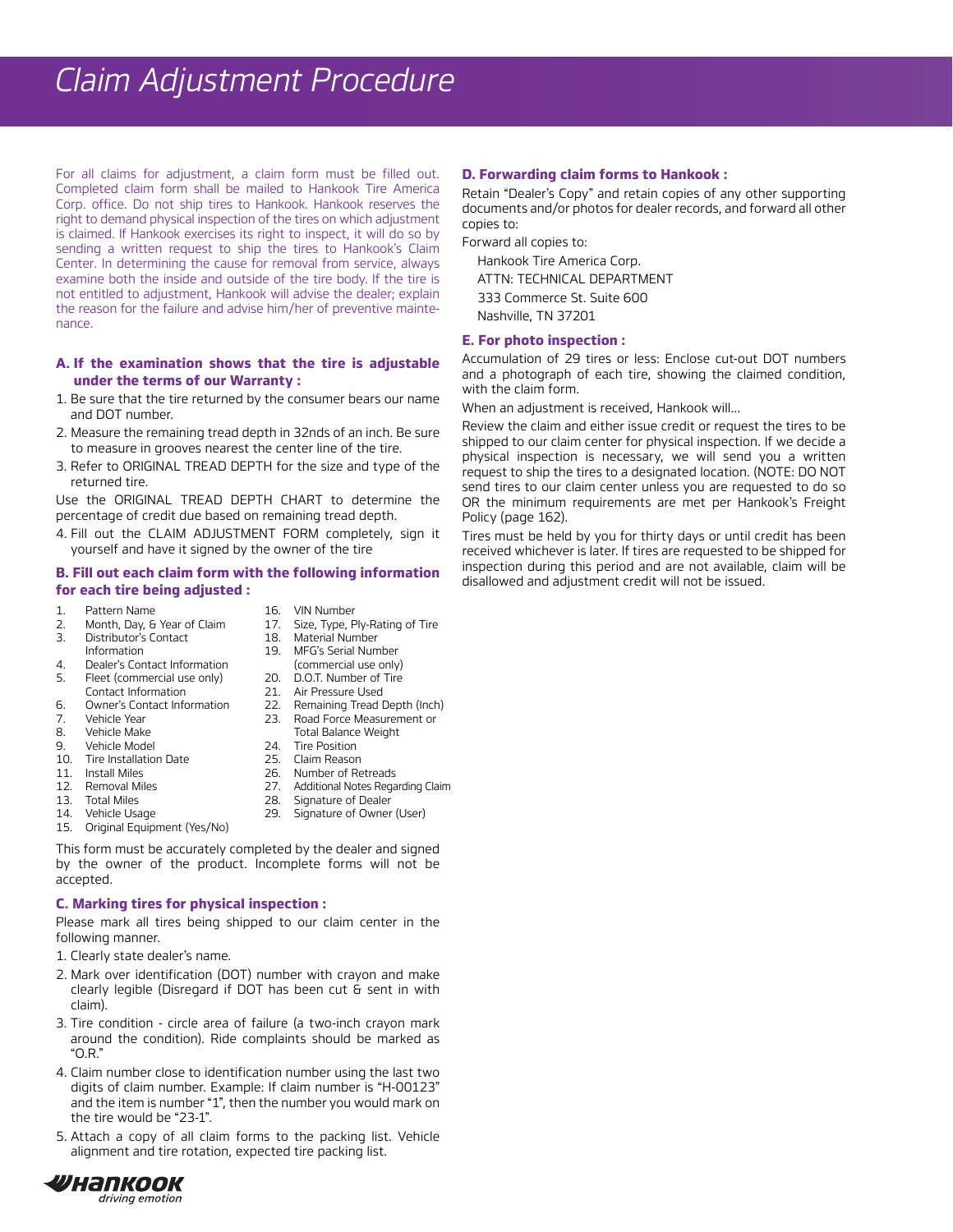# Claim Adjustment Procedure

For all claims for adjustment, a claim form must be filled out. Completed claim form shall be mailed to Hankook Tire America Corp. office. Do not ship tires to Hankook. Hankook reserves the right to demand physical inspection of the tires on which adjustment is claimed. If Hankook exercises its right to inspect, it will do so by sending a written request to ship the tires to Hankook's Claim Center. In determining the cause for removal from service, always examine both the inside and outside of the tire body. If the tire is not entitled to adjustment, Hankook will advise the dealer; explain the reason for the failure and advise him/her of preventive maintenance.

### A. If the examination shows that the tire is adjustable under the terms of our Warranty :

1. Be sure that the tire returned by the consumer bears our name and DOT number.
2. Measure the remaining tread depth in 32nds of an inch. Be sure to measure in grooves nearest the center line of the tire.
3. Refer to ORIGINAL TREAD DEPTH for the size and type of the returned tire.

Use the ORIGINAL TREAD DEPTH CHART to determine the percentage of credit due based on remaining tread depth.

4. Fill out the CLAIM ADJUSTMENT FORM completely, sign it yourself and have it signed by the owner of the tire

### B. Fill out each claim form with the following information for each tire being adjusted :

1. Pattern Name
2. Month, Day, & Year of Claim
3. Distributor's Contact Information
4. Dealer's Contact Information
5. Fleet (commercial use only) Contact Information
6. Owner's Contact Information
7. Vehicle Year
8. Vehicle Make
9. Vehicle Model
10. Tire Installation Date
11. Install Miles
12. Removal Miles
13. Total Miles
14. Vehicle Usage
15. Original Equipment (Yes/No)
16. VIN Number
17. Size, Type, Ply-Rating of Tire
18. Material Number
19. MFG's Serial Number (commercial use only)
20. D.O.T. Number of Tire
21. Air Pressure Used
22. Remaining Tread Depth (Inch)
23. Road Force Measurement or Total Balance Weight
24. Tire Position
25. Claim Reason
26. Number of Retreads
27. Additional Notes Regarding Claim
28. Signature of Dealer
29. Signature of Owner (User)

This form must be accurately completed by the dealer and signed by the owner of the product. Incomplete forms will not be accepted.

### C. Marking tires for physical inspection :

Please mark all tires being shipped to our claim center in the following manner.

1. Clearly state dealer's name.
2. Mark over identification (DOT) number with crayon and make clearly legible (Disregard if DOT has been cut & sent in with claim).
3. Tire condition - circle area of failure (a two-inch crayon mark around the condition). Ride complaints should be marked as "O.R."
4. Claim number close to identification number using the last two digits of claim number. Example: If claim number is "H-00123" and the item is number "1", then the number you would mark on the tire would be "23-1".
5. Attach a copy of all claim forms to the packing list. Vehicle alignment and tire rotation, expected tire packing list.

### D. Forwarding claim forms to Hankook :

Retain "Dealer's Copy" and retain copies of any other supporting documents and/or photos for dealer records, and forward all other copies to:

Forward all copies to:

Hankook Tire America Corp.
ATTN: TECHNICAL DEPARTMENT
333 Commerce St. Suite 600
Nashville, TN 37201

### E. For photo inspection :

Accumulation of 29 tires or less: Enclose cut-out DOT numbers and a photograph of each tire, showing the claimed condition, with the claim form.

When an adjustment is received, Hankook will...

Review the claim and either issue credit or request the tires to be shipped to our claim center for physical inspection. If we decide a physical inspection is necessary, we will send you a written request to ship the tires to a designated location. (NOTE: DO NOT send tires to our claim center unless you are requested to do so OR the minimum requirements are met per Hankook's Freight Policy (page 162).

Tires must be held by you for thirty days or until credit has been received whichever is later. If tires are requested to be shipped for inspection during this period and are not available, claim will be disallowed and adjustment credit will not be issued.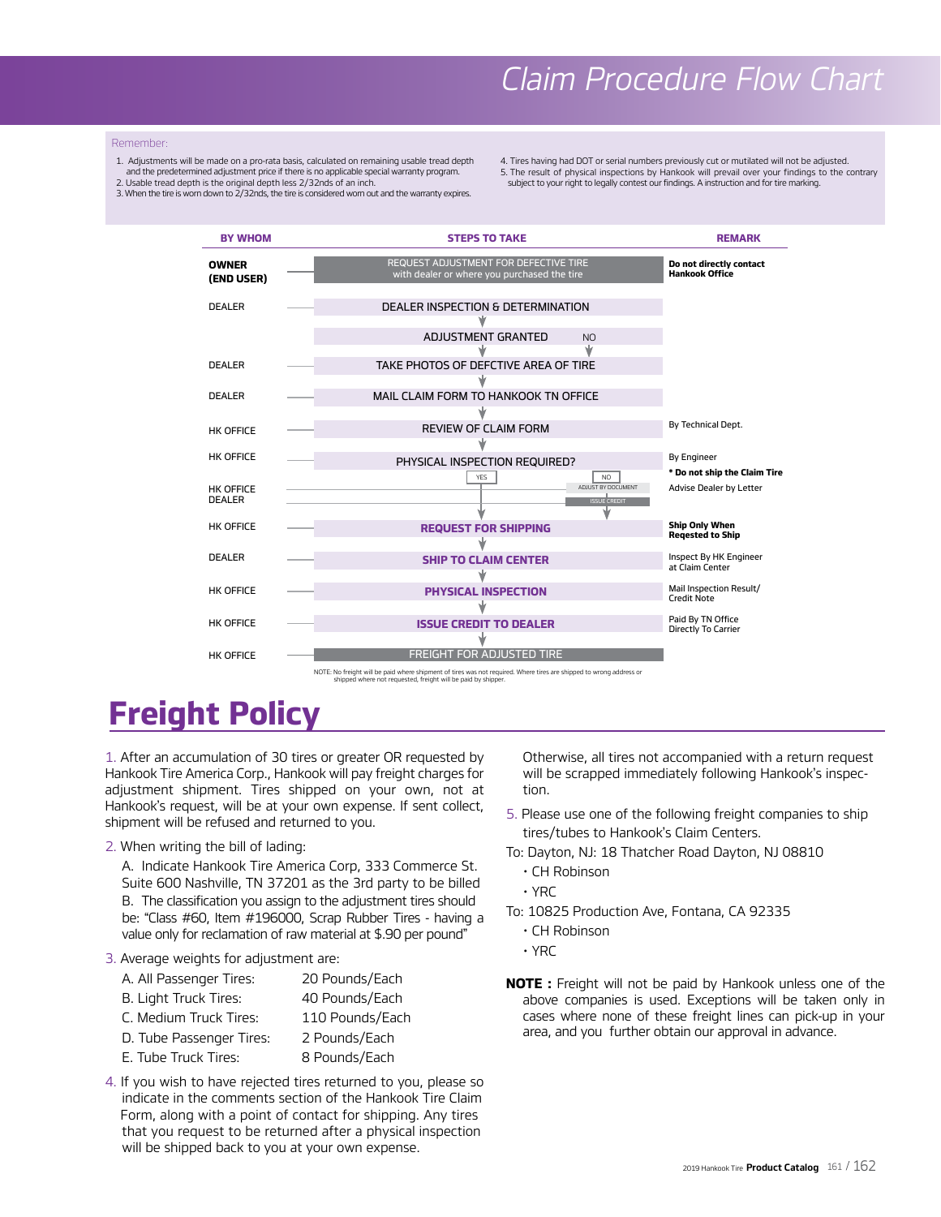# Claim Procedure Flow Chart

Remember:

1. Adjustments will be made on a pro-rata basis, calculated on remaining usable tread depth and the predetermined adjustment price if there is no applicable special warranty program.
2. Usable tread depth is the original depth less 2/32nds of an inch.
3. When the tire is worn down to 2/32nds, the tire is considered worn out and the warranty expires.
4. Tires having had DOT or serial numbers previously cut or mutilated will not be adjusted.
5. The result of physical inspections by Hankook will prevail over your findings to the contrary subject to your right to legally contest our findings. A instruction and for tire marking.

| BY WHOM | STEPS TO TAKE | REMARK |
|---|---|---|
| **OWNER (END USER)** | REQUEST ADJUSTMENT FOR DEFECTIVE TIRE with dealer or where you purchased the tire | **Do not directly contact Hankook Office** |
| DEALER | DEALER INSPECTION & DETERMINATION | |
| | ADJUSTMENT GRANTED (NO) | |
| DEALER | TAKE PHOTOS OF DEFCTIVE AREA OF TIRE | |
| DEALER | MAIL CLAIM FORM TO HANKOOK TN OFFICE | |
| HK OFFICE | REVIEW OF CLAIM FORM | By Technical Dept. |
| HK OFFICE | PHYSICAL INSPECTION REQUIRED? (YES / NO) | By Engineer<br>**\* Do not ship the Claim Tire** |
| HK OFFICE DEALER | NO: ADJUST BY DOCUMENT → ISSUE CREDIT | Advise Dealer by Letter |
| HK OFFICE | **REQUEST FOR SHIPPING** | **Ship Only When Reqested to Ship** |
| DEALER | **SHIP TO CLAIM CENTER** | Inspect By HK Engineer at Claim Center |
| HK OFFICE | **PHYSICAL INSPECTION** | Mail Inspection Result/ Credit Note |
| HK OFFICE | **ISSUE CREDIT TO DEALER** | Paid By TN Office Directly To Carrier |
| HK OFFICE | FREIGHT FOR ADJUSTED TIRE | |

NOTE: No freight will be paid where shipment of tires was not required. Where tires are shipped to wrong address or shipped where not requested, freight will be paid by shipper.

# Freight Policy

1. After an accumulation of 30 tires or greater OR requested by Hankook Tire America Corp., Hankook will pay freight charges for adjustment shipment. Tires shipped on your own, not at Hankook's request, will be at your own expense. If sent collect, shipment will be refused and returned to you.

2. When writing the bill of lading:

   A. Indicate Hankook Tire America Corp, 333 Commerce St. Suite 600 Nashville, TN 37201 as the 3rd party to be billed

   B. The classification you assign to the adjustment tires should be: "Class #60, Item #196000, Scrap Rubber Tires - having a value only for reclamation of raw material at $.90 per pound"

3. Average weights for adjustment are:

| | |
|---|---|
| A. All Passenger Tires: | 20 Pounds/Each |
| B. Light Truck Tires: | 40 Pounds/Each |
| C. Medium Truck Tires: | 110 Pounds/Each |
| D. Tube Passenger Tires: | 2 Pounds/Each |
| E. Tube Truck Tires: | 8 Pounds/Each |

4. If you wish to have rejected tires returned to you, please so indicate in the comments section of the Hankook Tire Claim Form, along with a point of contact for shipping. Any tires that you request to be returned after a physical inspection will be shipped back to you at your own expense. Otherwise, all tires not accompanied with a return request will be scrapped immediately following Hankook's inspection.

5. Please use one of the following freight companies to ship tires/tubes to Hankook's Claim Centers.

To: Dayton, NJ: 18 Thatcher Road Dayton, NJ 08810

- CH Robinson
- YRC

To: 10825 Production Ave, Fontana, CA 92335

- CH Robinson
- YRC

**NOTE :** Freight will not be paid by Hankook unless one of the above companies is used. Exceptions will be taken only in cases where none of these freight lines can pick-up in your area, and you further obtain our approval in advance.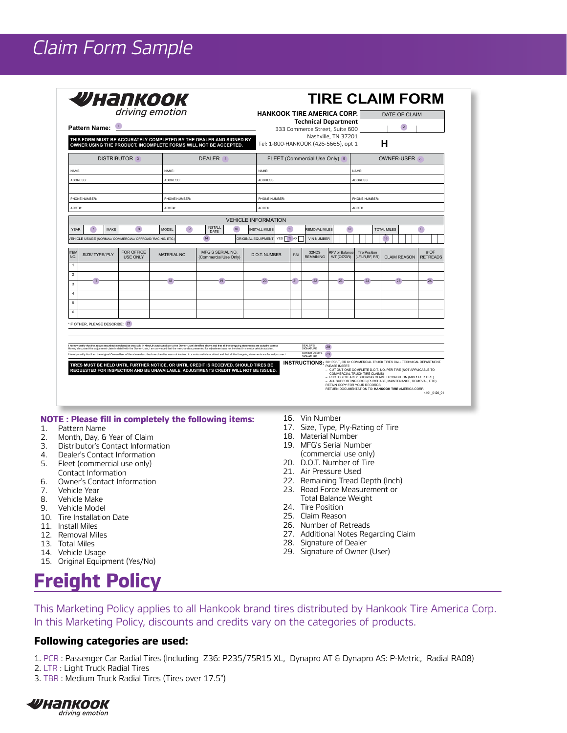# Claim Form Sample

**HANKOOK** *driving emotion*

# TIRE CLAIM FORM

**Pattern Name:** 1

**THIS FORM MUST BE ACCURATELY COMPLETED BY THE DEALER AND SIGNED BY OWNER USING THE PRODUCT. INCOMPLETE FORMS WILL NOT BE ACCEPTED.**

**HANKOOK TIRE AMERICA CORP.**
**Technical Department**
333 Commerce Street, Suite 600
Nashville, TN 37201
Tel: 1-800-HANKOOK (426-5665), opt 1

| DATE OF CLAIM |
| --- |
| 2 |

H

| DISTRIBUTOR 3 | DEALER 4 | FLEET (Commercial Use Only) 5 | OWNER-USER 6 |
| --- | --- | --- | --- |
| NAME: | NAME: | NAME: | NAME: |
| ADDRESS: | ADDRESS: | ADDRESS: | ADDRESS: |
| PHONE NUMBER: | PHONE NUMBER: | PHONE NUMBER: | PHONE NUMBER: |
| ACCT#: | ACCT#: | ACCT#: | ACCT#: |

VEHICLE INFORMATION

| YEAR | 7 | MAKE | 8 | MODEL | 9 | INSTALL DATE | 10 | INSTALL MILES | 11 | REMOVAL MILES | 12 | TOTAL MILES | 13 |
| --- | --- | --- | --- | --- | --- | --- | --- | --- | --- | --- | --- | --- | --- |

| VEHICLE USAGE (NORMAL/ COMMERCIAL/ OFFROAD/ RACING/ ETC.) | 14 | ORIGINAL EQUIPMENT | YES 15 NO | VIN NUMBER | 16 |
| --- | --- | --- | --- | --- | --- |

| ITEM NO. | SIZE/ TYPE/ PLY | FOR OFFICE USE ONLY | MATERIAL NO. | MFG'S SERIAL NO. (Commercial Use Only) | D.O.T. NUMBER | PSI | 32NDS REMAINING | RFV or Balance WT (OZ/GR) | Tire Position (LF,LR,RF, RR) | CLAIM REASON | # OF RETREADS |
| --- | --- | --- | --- | --- | --- | --- | --- | --- | --- | --- | --- |
| 1 | | | | | | | | | | | |
| 2 | 17 | | 18 | 19 | 20 | 21 | 22 | 23 | 24 | 25 | 26 |
| 3 | | | | | | | | | | | |
| 4 | | | | | | | | | | | |
| 5 | | | | | | | | | | | |
| 6 | | | | | | | | | | | |

*IF OTHER, PLEASE DESCRIBE: 27

I hereby certify that the above described merchandise was sold in New/Unused condition to the Owner-User identified above and that all the foregoing statements are actually correct. Having discussed this adjustment claim in detail with the Owner-User, I am convinced that the merchandise presented for adjustment was not involved in a motor vehicle accident. — DEALER'S SIGNATURE 28

I hereby certify that I am the original Owner-User of the above described merchandise was not involved in a motor vehicle accident and that all the foregoing statements are factually correct. — OWNER-USER'S SIGNATURE 29

**TIRES MUST BE HELD UNTIL FURTHER NOTICE, OR UNTIL CREDIT IS RECEIVED. SHOULD TIRES BE REQUESTED FOR INSPECTION AND BE UNAVAILABLE, ADJUSTMENTS CREDIT WILL NOT BE ISSUED.**

**INSTRUCTIONS:** 30+ PC/LT, OR 6+ COMMERCIAL TRUCK TIRES CALL TECHNICAL DEPARTMENT.
PLEASE INSERT:
– CUT OUT ONE COMPLETE D.O.T. NO. PER TIRE (NOT APPLICABLE TO COMMERCIAL TRUCK TIRE CLAIMS)
– PHOTOS CLEARLY SHOWING CLAIMED CONDITION (MIN 1 PER TIRE)
– ALL SUPPORTING DOCS (PURCHASE, MAINTENANCE, REMOVAL, ETC)
RETAIN COPY FOR YOUR RECORDS.
RETURN DOCUMENTATION TO: **HANKOOK TIRE** AMERICA CORP.

4401_0120_01

**NOTE : Please fill in completely the following items:**

1. Pattern Name
2. Month, Day, & Year of Claim
3. Distributor's Contact Information
4. Dealer's Contact Information
5. Fleet (commercial use only) Contact Information
6. Owner's Contact Information
7. Vehicle Year
8. Vehicle Make
9. Vehicle Model
10. Tire Installation Date
11. Install Miles
12. Removal Miles
13. Total Miles
14. Vehicle Usage
15. Original Equipment (Yes/No)
16. Vin Number
17. Size, Type, Ply-Rating of Tire
18. Material Number
19. MFG's Serial Number (commercial use only)
20. D.O.T. Number of Tire
21. Air Pressure Used
22. Remaining Tread Depth (Inch)
23. Road Force Measurement or Total Balance Weight
24. Tire Position
25. Claim Reason
26. Number of Retreads
27. Additional Notes Regarding Claim
28. Signature of Dealer
29. Signature of Owner (User)

# Freight Policy

This Marketing Policy applies to all Hankook brand tires distributed by Hankook Tire America Corp. In this Marketing Policy, discounts and credits vary on the categories of products.

### Following categories are used:

1. PCR : Passenger Car Radial Tires (Including Z36: P235/75R15 XL, Dynapro AT & Dynapro AS: P-Metric, Radial RA08)
2. LTR : Light Truck Radial Tires
3. TBR : Medium Truck Radial Tires (Tires over 17.5")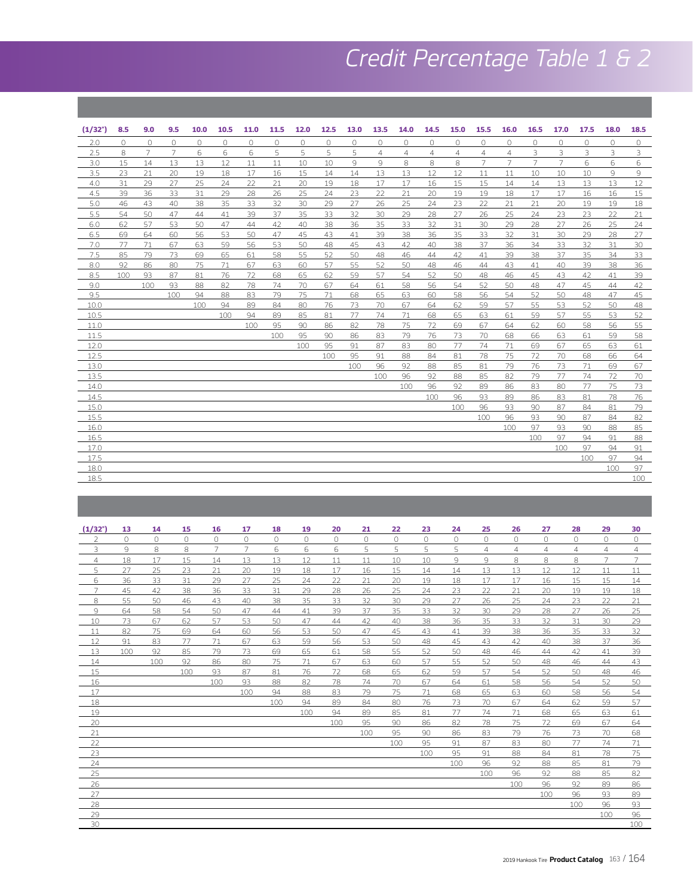# Credit Percentage Table 1 & 2

| (1/32") | 8.5 | 9.0 | 9.5 | 10.0 | 10.5 | 11.0 | 11.5 | 12.0 | 12.5 | 13.0 | 13.5 | 14.0 | 14.5 | 15.0 | 15.5 | 16.0 | 16.5 | 17.0 | 17.5 | 18.0 | 18.5 |
|---|---|---|---|---|---|---|---|---|---|---|---|---|---|---|---|---|---|---|---|---|---|
| 2.0 | 0 | 0 | 0 | 0 | 0 | 0 | 0 | 0 | 0 | 0 | 0 | 0 | 0 | 0 | 0 | 0 | 0 | 0 | 0 | 0 | 0 |
| 2.5 | 8 | 7 | 7 | 6 | 6 | 6 | 5 | 5 | 5 | 5 | 4 | 4 | 4 | 4 | 4 | 4 | 3 | 3 | 3 | 3 | 3 |
| 3.0 | 15 | 14 | 13 | 13 | 12 | 11 | 11 | 10 | 10 | 9 | 9 | 8 | 8 | 8 | 7 | 7 | 7 | 7 | 6 | 6 | 6 |
| 3.5 | 23 | 21 | 20 | 19 | 18 | 17 | 16 | 15 | 14 | 14 | 13 | 13 | 12 | 12 | 11 | 11 | 10 | 10 | 10 | 9 | 9 |
| 4.0 | 31 | 29 | 27 | 25 | 24 | 22 | 21 | 20 | 19 | 18 | 17 | 17 | 16 | 15 | 15 | 14 | 14 | 13 | 13 | 13 | 12 |
| 4.5 | 39 | 36 | 33 | 31 | 29 | 28 | 26 | 25 | 24 | 23 | 22 | 21 | 20 | 19 | 19 | 18 | 17 | 17 | 16 | 16 | 15 |
| 5.0 | 46 | 43 | 40 | 38 | 35 | 33 | 32 | 30 | 29 | 27 | 26 | 25 | 24 | 23 | 22 | 21 | 21 | 20 | 19 | 19 | 18 |
| 5.5 | 54 | 50 | 47 | 44 | 41 | 39 | 37 | 35 | 33 | 32 | 30 | 29 | 28 | 27 | 26 | 25 | 24 | 23 | 23 | 22 | 21 |
| 6.0 | 62 | 57 | 53 | 50 | 47 | 44 | 42 | 40 | 38 | 36 | 35 | 33 | 32 | 31 | 30 | 29 | 28 | 27 | 26 | 25 | 24 |
| 6.5 | 69 | 64 | 60 | 56 | 53 | 50 | 47 | 45 | 43 | 41 | 39 | 38 | 36 | 35 | 33 | 32 | 31 | 30 | 29 | 28 | 27 |
| 7.0 | 77 | 71 | 67 | 63 | 59 | 56 | 53 | 50 | 48 | 45 | 43 | 42 | 40 | 38 | 37 | 36 | 34 | 33 | 32 | 31 | 30 |
| 7.5 | 85 | 79 | 73 | 69 | 65 | 61 | 58 | 55 | 52 | 50 | 48 | 46 | 44 | 42 | 41 | 39 | 38 | 37 | 35 | 34 | 33 |
| 8.0 | 92 | 86 | 80 | 75 | 71 | 67 | 63 | 60 | 57 | 55 | 52 | 50 | 48 | 46 | 44 | 43 | 41 | 40 | 39 | 38 | 36 |
| 8.5 | 100 | 93 | 87 | 81 | 76 | 72 | 68 | 65 | 62 | 59 | 57 | 54 | 52 | 50 | 48 | 46 | 45 | 43 | 42 | 41 | 39 |
| 9.0 | | 100 | 93 | 88 | 82 | 78 | 74 | 70 | 67 | 64 | 61 | 58 | 56 | 54 | 52 | 50 | 48 | 47 | 45 | 44 | 42 |
| 9.5 | | | 100 | 94 | 88 | 83 | 79 | 75 | 71 | 68 | 65 | 63 | 60 | 58 | 56 | 54 | 52 | 50 | 48 | 47 | 45 |
| 10.0 | | | | 100 | 94 | 89 | 84 | 80 | 76 | 73 | 70 | 67 | 64 | 62 | 59 | 57 | 55 | 53 | 52 | 50 | 48 |
| 10.5 | | | | | 100 | 94 | 89 | 85 | 81 | 77 | 74 | 71 | 68 | 65 | 63 | 61 | 59 | 57 | 55 | 53 | 52 |
| 11.0 | | | | | | 100 | 95 | 90 | 86 | 82 | 78 | 75 | 72 | 69 | 67 | 64 | 62 | 60 | 58 | 56 | 55 |
| 11.5 | | | | | | | 100 | 95 | 90 | 86 | 83 | 79 | 76 | 73 | 70 | 68 | 66 | 63 | 61 | 59 | 58 |
| 12.0 | | | | | | | | 100 | 95 | 91 | 87 | 83 | 80 | 77 | 74 | 71 | 69 | 67 | 65 | 63 | 61 |
| 12.5 | | | | | | | | | 100 | 95 | 91 | 88 | 84 | 81 | 78 | 75 | 72 | 70 | 68 | 66 | 64 |
| 13.0 | | | | | | | | | | 100 | 96 | 92 | 88 | 85 | 81 | 79 | 76 | 73 | 71 | 69 | 67 |
| 13.5 | | | | | | | | | | | 100 | 96 | 92 | 88 | 85 | 82 | 79 | 77 | 74 | 72 | 70 |
| 14.0 | | | | | | | | | | | | 100 | 96 | 92 | 89 | 86 | 83 | 80 | 77 | 75 | 73 |
| 14.5 | | | | | | | | | | | | | 100 | 96 | 93 | 89 | 86 | 83 | 81 | 78 | 76 |
| 15.0 | | | | | | | | | | | | | | 100 | 96 | 93 | 90 | 87 | 84 | 81 | 79 |
| 15.5 | | | | | | | | | | | | | | | 100 | 96 | 93 | 90 | 87 | 84 | 82 |
| 16.0 | | | | | | | | | | | | | | | | 100 | 97 | 93 | 90 | 88 | 85 |
| 16.5 | | | | | | | | | | | | | | | | | 100 | 97 | 94 | 91 | 88 |
| 17.0 | | | | | | | | | | | | | | | | | | 100 | 97 | 94 | 91 |
| 17.5 | | | | | | | | | | | | | | | | | | | 100 | 97 | 94 |
| 18.0 | | | | | | | | | | | | | | | | | | | | 100 | 97 |
| 18.5 | | | | | | | | | | | | | | | | | | | | | 100 |

| (1/32") | 13 | 14 | 15 | 16 | 17 | 18 | 19 | 20 | 21 | 22 | 23 | 24 | 25 | 26 | 27 | 28 | 29 | 30 |
|---|---|---|---|---|---|---|---|---|---|---|---|---|---|---|---|---|---|---|
| 2 | 0 | 0 | 0 | 0 | 0 | 0 | 0 | 0 | 0 | 0 | 0 | 0 | 0 | 0 | 0 | 0 | 0 | 0 |
| 3 | 9 | 8 | 8 | 7 | 7 | 6 | 6 | 6 | 5 | 5 | 5 | 5 | 4 | 4 | 4 | 4 | 4 | 4 |
| 4 | 18 | 17 | 15 | 14 | 13 | 13 | 12 | 11 | 11 | 10 | 10 | 9 | 9 | 8 | 8 | 8 | 7 | 7 |
| 5 | 27 | 25 | 23 | 21 | 20 | 19 | 18 | 17 | 16 | 15 | 14 | 14 | 13 | 13 | 12 | 12 | 11 | 11 |
| 6 | 36 | 33 | 31 | 29 | 27 | 25 | 24 | 22 | 21 | 20 | 19 | 18 | 17 | 17 | 16 | 15 | 15 | 14 |
| 7 | 45 | 42 | 38 | 36 | 33 | 31 | 29 | 28 | 26 | 25 | 24 | 23 | 22 | 21 | 20 | 19 | 19 | 18 |
| 8 | 55 | 50 | 46 | 43 | 40 | 38 | 35 | 33 | 32 | 30 | 29 | 27 | 26 | 25 | 24 | 23 | 22 | 21 |
| 9 | 64 | 58 | 54 | 50 | 47 | 44 | 41 | 39 | 37 | 35 | 33 | 32 | 30 | 29 | 28 | 27 | 26 | 25 |
| 10 | 73 | 67 | 62 | 57 | 53 | 50 | 47 | 44 | 42 | 40 | 38 | 36 | 35 | 33 | 32 | 31 | 30 | 29 |
| 11 | 82 | 75 | 69 | 64 | 60 | 56 | 53 | 50 | 47 | 45 | 43 | 41 | 39 | 38 | 36 | 35 | 33 | 32 |
| 12 | 91 | 83 | 77 | 71 | 67 | 63 | 59 | 56 | 53 | 50 | 48 | 45 | 43 | 42 | 40 | 38 | 37 | 36 |
| 13 | 100 | 92 | 85 | 79 | 73 | 69 | 65 | 61 | 58 | 55 | 52 | 50 | 48 | 46 | 44 | 42 | 41 | 39 |
| 14 | | 100 | 92 | 86 | 80 | 75 | 71 | 67 | 63 | 60 | 57 | 55 | 52 | 50 | 48 | 46 | 44 | 43 |
| 15 | | | 100 | 93 | 87 | 81 | 76 | 72 | 68 | 65 | 62 | 59 | 57 | 54 | 52 | 50 | 48 | 46 |
| 16 | | | | 100 | 93 | 88 | 82 | 78 | 74 | 70 | 67 | 64 | 61 | 58 | 56 | 54 | 52 | 50 |
| 17 | | | | | 100 | 94 | 88 | 83 | 79 | 75 | 71 | 68 | 65 | 63 | 60 | 58 | 56 | 54 |
| 18 | | | | | | 100 | 94 | 89 | 84 | 80 | 76 | 73 | 70 | 67 | 64 | 62 | 59 | 57 |
| 19 | | | | | | | 100 | 94 | 89 | 85 | 81 | 77 | 74 | 71 | 68 | 65 | 63 | 61 |
| 20 | | | | | | | | 100 | 95 | 90 | 86 | 82 | 78 | 75 | 72 | 69 | 67 | 64 |
| 21 | | | | | | | | | 100 | 95 | 90 | 86 | 83 | 79 | 76 | 73 | 70 | 68 |
| 22 | | | | | | | | | | 100 | 95 | 91 | 87 | 83 | 80 | 77 | 74 | 71 |
| 23 | | | | | | | | | | | 100 | 95 | 91 | 88 | 84 | 81 | 78 | 75 |
| 24 | | | | | | | | | | | | 100 | 96 | 92 | 88 | 85 | 81 | 79 |
| 25 | | | | | | | | | | | | | 100 | 96 | 92 | 88 | 85 | 82 |
| 26 | | | | | | | | | | | | | | 100 | 96 | 92 | 89 | 86 |
| 27 | | | | | | | | | | | | | | | 100 | 96 | 93 | 89 |
| 28 | | | | | | | | | | | | | | | | 100 | 96 | 93 |
| 29 | | | | | | | | | | | | | | | | | 100 | 96 |
| 30 | | | | | | | | | | | | | | | | | | 100 |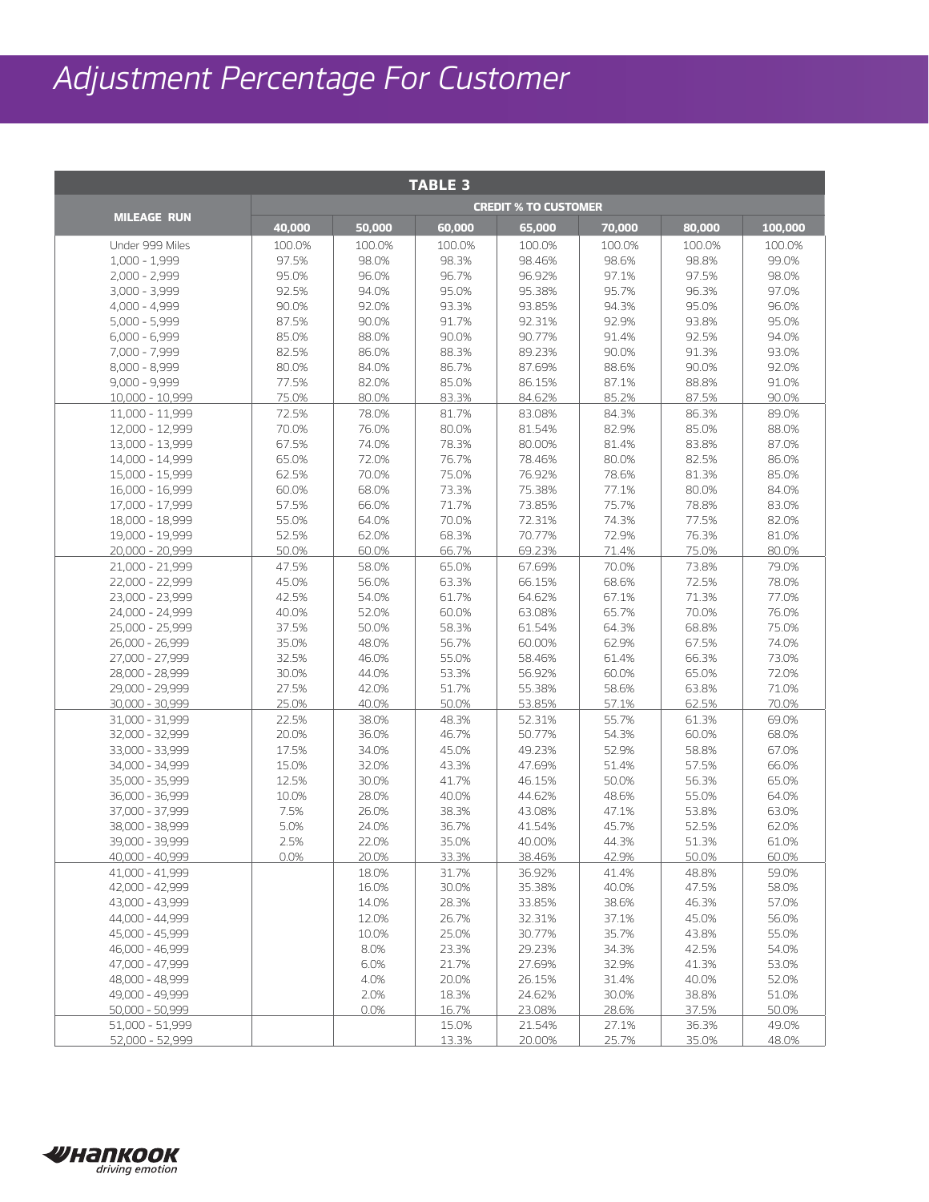# Adjustment Percentage For Customer

**TABLE 3**

| MILEAGE RUN | CREDIT % TO CUSTOMER | | | | | | |
|---|---|---|---|---|---|---|---|
| | 40,000 | 50,000 | 60,000 | 65,000 | 70,000 | 80,000 | 100,000 |
| Under 999 Miles | 100.0% | 100.0% | 100.0% | 100.0% | 100.0% | 100.0% | 100.0% |
| 1,000 - 1,999 | 97.5% | 98.0% | 98.3% | 98.46% | 98.6% | 98.8% | 99.0% |
| 2,000 - 2,999 | 95.0% | 96.0% | 96.7% | 96.92% | 97.1% | 97.5% | 98.0% |
| 3,000 - 3,999 | 92.5% | 94.0% | 95.0% | 95.38% | 95.7% | 96.3% | 97.0% |
| 4,000 - 4,999 | 90.0% | 92.0% | 93.3% | 93.85% | 94.3% | 95.0% | 96.0% |
| 5,000 - 5,999 | 87.5% | 90.0% | 91.7% | 92.31% | 92.9% | 93.8% | 95.0% |
| 6,000 - 6,999 | 85.0% | 88.0% | 90.0% | 90.77% | 91.4% | 92.5% | 94.0% |
| 7,000 - 7,999 | 82.5% | 86.0% | 88.3% | 89.23% | 90.0% | 91.3% | 93.0% |
| 8,000 - 8,999 | 80.0% | 84.0% | 86.7% | 87.69% | 88.6% | 90.0% | 92.0% |
| 9,000 - 9,999 | 77.5% | 82.0% | 85.0% | 86.15% | 87.1% | 88.8% | 91.0% |
| 10,000 - 10,999 | 75.0% | 80.0% | 83.3% | 84.62% | 85.2% | 87.5% | 90.0% |
| 11,000 - 11,999 | 72.5% | 78.0% | 81.7% | 83.08% | 84.3% | 86.3% | 89.0% |
| 12,000 - 12,999 | 70.0% | 76.0% | 80.0% | 81.54% | 82.9% | 85.0% | 88.0% |
| 13,000 - 13,999 | 67.5% | 74.0% | 78.3% | 80.00% | 81.4% | 83.8% | 87.0% |
| 14,000 - 14,999 | 65.0% | 72.0% | 76.7% | 78.46% | 80.0% | 82.5% | 86.0% |
| 15,000 - 15,999 | 62.5% | 70.0% | 75.0% | 76.92% | 78.6% | 81.3% | 85.0% |
| 16,000 - 16,999 | 60.0% | 68.0% | 73.3% | 75.38% | 77.1% | 80.0% | 84.0% |
| 17,000 - 17,999 | 57.5% | 66.0% | 71.7% | 73.85% | 75.7% | 78.8% | 83.0% |
| 18,000 - 18,999 | 55.0% | 64.0% | 70.0% | 72.31% | 74.3% | 77.5% | 82.0% |
| 19,000 - 19,999 | 52.5% | 62.0% | 68.3% | 70.77% | 72.9% | 76.3% | 81.0% |
| 20,000 - 20,999 | 50.0% | 60.0% | 66.7% | 69.23% | 71.4% | 75.0% | 80.0% |
| 21,000 - 21,999 | 47.5% | 58.0% | 65.0% | 67.69% | 70.0% | 73.8% | 79.0% |
| 22,000 - 22,999 | 45.0% | 56.0% | 63.3% | 66.15% | 68.6% | 72.5% | 78.0% |
| 23,000 - 23,999 | 42.5% | 54.0% | 61.7% | 64.62% | 67.1% | 71.3% | 77.0% |
| 24,000 - 24,999 | 40.0% | 52.0% | 60.0% | 63.08% | 65.7% | 70.0% | 76.0% |
| 25,000 - 25,999 | 37.5% | 50.0% | 58.3% | 61.54% | 64.3% | 68.8% | 75.0% |
| 26,000 - 26,999 | 35.0% | 48.0% | 56.7% | 60.00% | 62.9% | 67.5% | 74.0% |
| 27,000 - 27,999 | 32.5% | 46.0% | 55.0% | 58.46% | 61.4% | 66.3% | 73.0% |
| 28,000 - 28,999 | 30.0% | 44.0% | 53.3% | 56.92% | 60.0% | 65.0% | 72.0% |
| 29,000 - 29,999 | 27.5% | 42.0% | 51.7% | 55.38% | 58.6% | 63.8% | 71.0% |
| 30,000 - 30,999 | 25.0% | 40.0% | 50.0% | 53.85% | 57.1% | 62.5% | 70.0% |
| 31,000 - 31,999 | 22.5% | 38.0% | 48.3% | 52.31% | 55.7% | 61.3% | 69.0% |
| 32,000 - 32,999 | 20.0% | 36.0% | 46.7% | 50.77% | 54.3% | 60.0% | 68.0% |
| 33,000 - 33,999 | 17.5% | 34.0% | 45.0% | 49.23% | 52.9% | 58.8% | 67.0% |
| 34,000 - 34,999 | 15.0% | 32.0% | 43.3% | 47.69% | 51.4% | 57.5% | 66.0% |
| 35,000 - 35,999 | 12.5% | 30.0% | 41.7% | 46.15% | 50.0% | 56.3% | 65.0% |
| 36,000 - 36,999 | 10.0% | 28.0% | 40.0% | 44.62% | 48.6% | 55.0% | 64.0% |
| 37,000 - 37,999 | 7.5% | 26.0% | 38.3% | 43.08% | 47.1% | 53.8% | 63.0% |
| 38,000 - 38,999 | 5.0% | 24.0% | 36.7% | 41.54% | 45.7% | 52.5% | 62.0% |
| 39,000 - 39,999 | 2.5% | 22.0% | 35.0% | 40.00% | 44.3% | 51.3% | 61.0% |
| 40,000 - 40,999 | 0.0% | 20.0% | 33.3% | 38.46% | 42.9% | 50.0% | 60.0% |
| 41,000 - 41,999 | | 18.0% | 31.7% | 36.92% | 41.4% | 48.8% | 59.0% |
| 42,000 - 42,999 | | 16.0% | 30.0% | 35.38% | 40.0% | 47.5% | 58.0% |
| 43,000 - 43,999 | | 14.0% | 28.3% | 33.85% | 38.6% | 46.3% | 57.0% |
| 44,000 - 44,999 | | 12.0% | 26.7% | 32.31% | 37.1% | 45.0% | 56.0% |
| 45,000 - 45,999 | | 10.0% | 25.0% | 30.77% | 35.7% | 43.8% | 55.0% |
| 46,000 - 46,999 | | 8.0% | 23.3% | 29.23% | 34.3% | 42.5% | 54.0% |
| 47,000 - 47,999 | | 6.0% | 21.7% | 27.69% | 32.9% | 41.3% | 53.0% |
| 48,000 - 48,999 | | 4.0% | 20.0% | 26.15% | 31.4% | 40.0% | 52.0% |
| 49,000 - 49,999 | | 2.0% | 18.3% | 24.62% | 30.0% | 38.8% | 51.0% |
| 50,000 - 50,999 | | 0.0% | 16.7% | 23.08% | 28.6% | 37.5% | 50.0% |
| 51,000 - 51,999 | | | 15.0% | 21.54% | 27.1% | 36.3% | 49.0% |
| 52,000 - 52,999 | | | 13.3% | 20.00% | 25.7% | 35.0% | 48.0% |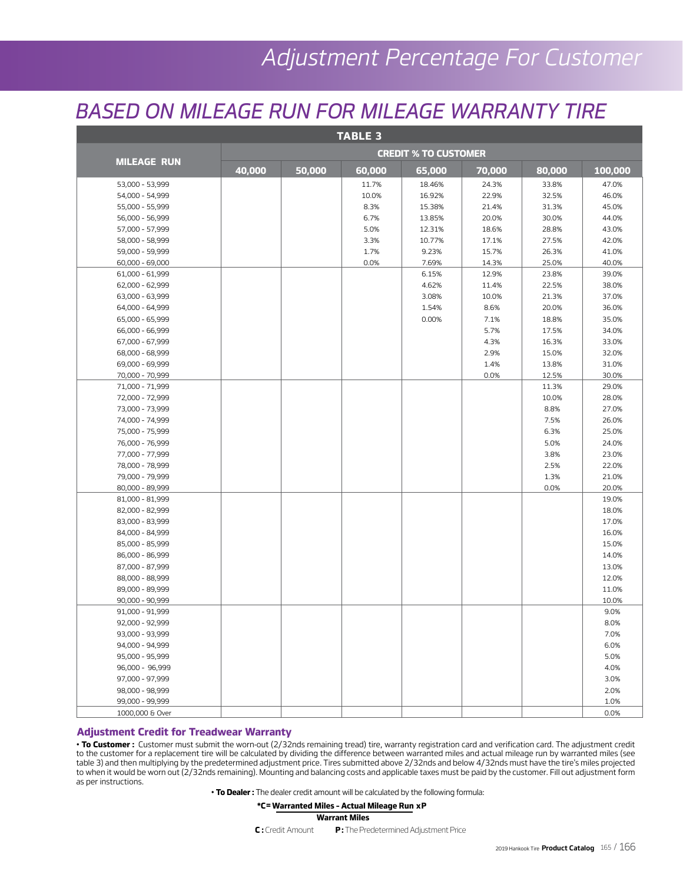# Adjustment Percentage For Customer

## BASED ON MILEAGE RUN FOR MILEAGE WARRANTY TIRE

| TABLE 3 | | | | | | | |
|---|---|---|---|---|---|---|---|
| MILEAGE RUN | CREDIT % TO CUSTOMER | | | | | | |
| | 40,000 | 50,000 | 60,000 | 65,000 | 70,000 | 80,000 | 100,000 |
| 53,000 - 53,999 | | | 11.7% | 18.46% | 24.3% | 33.8% | 47.0% |
| 54,000 - 54,999 | | | 10.0% | 16.92% | 22.9% | 32.5% | 46.0% |
| 55,000 - 55,999 | | | 8.3% | 15.38% | 21.4% | 31.3% | 45.0% |
| 56,000 - 56,999 | | | 6.7% | 13.85% | 20.0% | 30.0% | 44.0% |
| 57,000 - 57,999 | | | 5.0% | 12.31% | 18.6% | 28.8% | 43.0% |
| 58,000 - 58,999 | | | 3.3% | 10.77% | 17.1% | 27.5% | 42.0% |
| 59,000 - 59,999 | | | 1.7% | 9.23% | 15.7% | 26.3% | 41.0% |
| 60,000 - 69,000 | | | 0.0% | 7.69% | 14.3% | 25.0% | 40.0% |
| 61,000 - 61,999 | | | | 6.15% | 12.9% | 23.8% | 39.0% |
| 62,000 - 62,999 | | | | 4.62% | 11.4% | 22.5% | 38.0% |
| 63,000 - 63,999 | | | | 3.08% | 10.0% | 21.3% | 37.0% |
| 64,000 - 64,999 | | | | 1.54% | 8.6% | 20.0% | 36.0% |
| 65,000 - 65,999 | | | | 0.00% | 7.1% | 18.8% | 35.0% |
| 66,000 - 66,999 | | | | | 5.7% | 17.5% | 34.0% |
| 67,000 - 67,999 | | | | | 4.3% | 16.3% | 33.0% |
| 68,000 - 68,999 | | | | | 2.9% | 15.0% | 32.0% |
| 69,000 - 69,999 | | | | | 1.4% | 13.8% | 31.0% |
| 70,000 - 70,999 | | | | | 0.0% | 12.5% | 30.0% |
| 71,000 - 71,999 | | | | | | 11.3% | 29.0% |
| 72,000 - 72,999 | | | | | | 10.0% | 28.0% |
| 73,000 - 73,999 | | | | | | 8.8% | 27.0% |
| 74,000 - 74,999 | | | | | | 7.5% | 26.0% |
| 75,000 - 75,999 | | | | | | 6.3% | 25.0% |
| 76,000 - 76,999 | | | | | | 5.0% | 24.0% |
| 77,000 - 77,999 | | | | | | 3.8% | 23.0% |
| 78,000 - 78,999 | | | | | | 2.5% | 22.0% |
| 79,000 - 79,999 | | | | | | 1.3% | 21.0% |
| 80,000 - 89,999 | | | | | | 0.0% | 20.0% |
| 81,000 - 81,999 | | | | | | | 19.0% |
| 82,000 - 82,999 | | | | | | | 18.0% |
| 83,000 - 83,999 | | | | | | | 17.0% |
| 84,000 - 84,999 | | | | | | | 16.0% |
| 85,000 - 85,999 | | | | | | | 15.0% |
| 86,000 - 86,999 | | | | | | | 14.0% |
| 87,000 - 87,999 | | | | | | | 13.0% |
| 88,000 - 88,999 | | | | | | | 12.0% |
| 89,000 - 89,999 | | | | | | | 11.0% |
| 90,000 - 90,999 | | | | | | | 10.0% |
| 91,000 - 91,999 | | | | | | | 9.0% |
| 92,000 - 92,999 | | | | | | | 8.0% |
| 93,000 - 93,999 | | | | | | | 7.0% |
| 94,000 - 94,999 | | | | | | | 6.0% |
| 95,000 - 95,999 | | | | | | | 5.0% |
| 96,000 - 96,999 | | | | | | | 4.0% |
| 97,000 - 97,999 | | | | | | | 3.0% |
| 98,000 - 98,999 | | | | | | | 2.0% |
| 99,000 - 99,999 | | | | | | | 1.0% |
| 1000,000 & Over | | | | | | | 0.0% |

### Adjustment Credit for Treadwear Warranty

• **To Customer :** Customer must submit the worn-out (2/32nds remaining tread) tire, warranty registration card and verification card. The adjustment credit to the customer for a replacement tire will be calculated by dividing the difference between warranted miles and actual mileage run by warranted miles (see table 3) and then multiplying by the predetermined adjustment price. Tires submitted above 2/32nds and below 4/32nds must have the tire's miles projected to when it would be worn out (2/32nds remaining). Mounting and balancing costs and applicable taxes must be paid by the customer. Fill out adjustment form as per instructions.

• **To Dealer :** The dealer credit amount will be calculated by the following formula:

$$*C = \frac{\text{Warranted Miles} - \text{Actual Mileage Run}}{\text{Warrant Miles}} \times P$$

**C :** Credit Amount **P :** The Predetermined Adjustment Price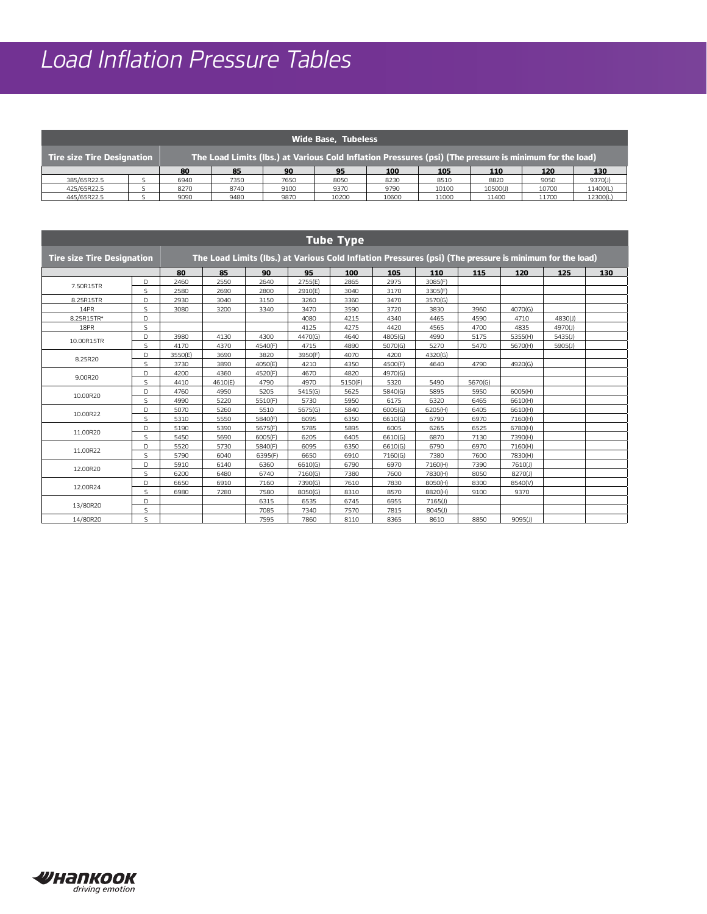# Load Inflation Pressure Tables

| Wide Base, Tubeless | | | | | | | | | | |
|---|---|---|---|---|---|---|---|---|---|---|
| Tire size | Tire Designation | The Load Limits (lbs.) at Various Cold Inflation Pressures (psi) (The pressure is minimum for the load) | | | | | | | | |
| | | 80 | 85 | 90 | 95 | 100 | 105 | 110 | 120 | 130 |
| 385/65R22.5 | S | 6940 | 7350 | 7650 | 8050 | 8230 | 8510 | 8820 | 9050 | 9370(J) |
| 425/65R22.5 | S | 8270 | 8740 | 9100 | 9370 | 9790 | 10100 | 10500(J) | 10700 | 11400(L) |
| 445/65R22.5 | S | 9090 | 9480 | 9870 | 10200 | 10600 | 11000 | 11400 | 11700 | 12300(L) |

| Tube Type | | | | | | | | | | | | |
|---|---|---|---|---|---|---|---|---|---|---|---|---|
| Tire size | Tire Designation | The Load Limits (lbs.) at Various Cold Inflation Pressures (psi) (The pressure is minimum for the load) | | | | | | | | | | |
| | | 80 | 85 | 90 | 95 | 100 | 105 | 110 | 115 | 120 | 125 | 130 |
| 7.50R15TR | D | 2460 | 2550 | 2640 | 2755(E) | 2865 | 2975 | 3085(F) | | | | |
| | S | 2580 | 2690 | 2800 | 2910(E) | 3040 | 3170 | 3305(F) | | | | |
| 8.25R15TR | D | 2930 | 3040 | 3150 | 3260 | 3360 | 3470 | 3570(G) | | | | |
| 14PR | S | 3080 | 3200 | 3340 | 3470 | 3590 | 3720 | 3830 | 3960 | 4070(G) | | |
| 8.25R15TR* | D | | | | 4080 | 4215 | 4340 | 4465 | 4590 | 4710 | 4830(J) | |
| 18PR | S | | | | 4125 | 4275 | 4420 | 4565 | 4700 | 4835 | 4970(J) | |
| 10.00R15TR | D | 3980 | 4130 | 4300 | 4470(G) | 4640 | 4805(G) | 4990 | 5175 | 5355(H) | 5435(J) | |
| | S | 4170 | 4370 | 4540(F) | 4715 | 4890 | 5070(G) | 5270 | 5470 | 5670(H) | 5905(J) | |
| 8.25R20 | D | 3550(E) | 3690 | 3820 | 3950(F) | 4070 | 4200 | 4320(G) | | | | |
| | S | 3730 | 3890 | 4050(E) | 4210 | 4350 | 4500(F) | 4640 | 4790 | 4920(G) | | |
| 9.00R20 | D | 4200 | 4360 | 4520(F) | 4670 | 4820 | 4970(G) | | | | | |
| | S | 4410 | 4610(E) | 4790 | 4970 | 5150(F) | 5320 | 5490 | 5670(G) | | | |
| 10.00R20 | D | 4760 | 4950 | 5205 | 5415(G) | 5625 | 5840(G) | 5895 | 5950 | 6005(H) | | |
| | S | 4990 | 5220 | 5510(F) | 5730 | 5950 | 6175 | 6320 | 6465 | 6610(H) | | |
| 10.00R22 | D | 5070 | 5260 | 5510 | 5675(G) | 5840 | 6005(G) | 6205(H) | 6405 | 6610(H) | | |
| | S | 5310 | 5550 | 5840(F) | 6095 | 6350 | 6610(G) | 6790 | 6970 | 7160(H) | | |
| 11.00R20 | D | 5190 | 5390 | 5675(F) | 5785 | 5895 | 6005 | 6265 | 6525 | 6780(H) | | |
| | S | 5450 | 5690 | 6005(F) | 6205 | 6405 | 6610(G) | 6870 | 7130 | 7390(H) | | |
| 11.00R22 | D | 5520 | 5730 | 5840(F) | 6095 | 6350 | 6610(G) | 6790 | 6970 | 7160(H) | | |
| | S | 5790 | 6040 | 6395(F) | 6650 | 6910 | 7160(G) | 7380 | 7600 | 7830(H) | | |
| 12.00R20 | D | 5910 | 6140 | 6360 | 6610(G) | 6790 | 6970 | 7160(H) | 7390 | 7610(J) | | |
| | S | 6200 | 6480 | 6740 | 7160(G) | 7380 | 7600 | 7830(H) | 8050 | 8270(J) | | |
| 12.00R24 | D | 6650 | 6910 | 7160 | 7390(G) | 7610 | 7830 | 8050(H) | 8300 | 8540(V) | | |
| | S | 6980 | 7280 | 7580 | 8050(G) | 8310 | 8570 | 8820(H) | 9100 | 9370 | | |
| 13/80R20 | D | | | 6315 | 6535 | 6745 | 6955 | 7165(J) | | | | |
| | S | | | 7085 | 7340 | 7570 | 7815 | 8045(J) | | | | |
| 14/80R20 | S | | | 7595 | 7860 | 8110 | 8365 | 8610 | 8850 | 9095(J) | | |

HANKOOK
*driving emotion*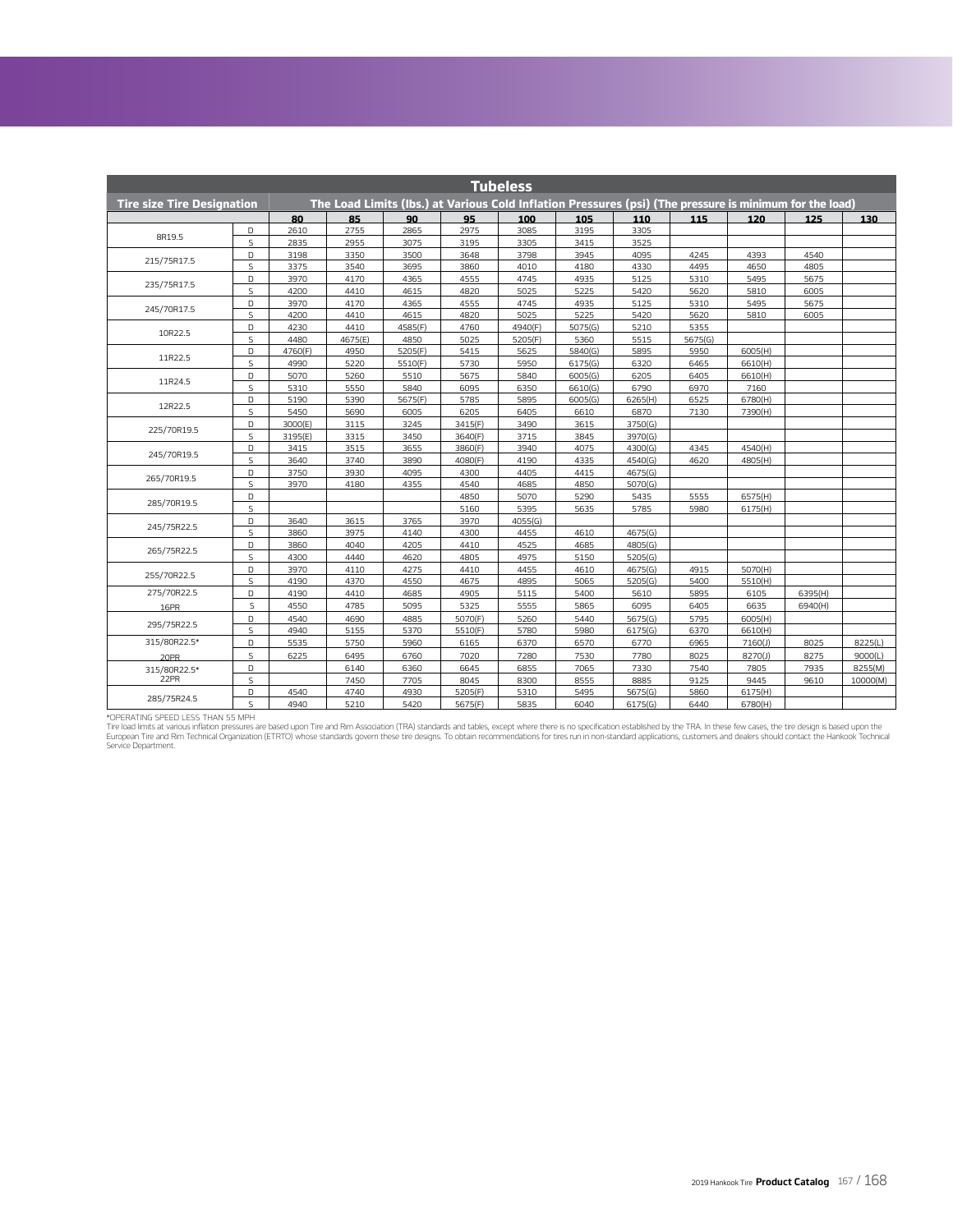## Tubeless

| Tire size Tire Designation | | The Load Limits (lbs.) at Various Cold Inflation Pressures (psi) (The pressure is minimum for the load) | | | | | | | | | | |
|---|---|---|---|---|---|---|---|---|---|---|---|---|
| | | 80 | 85 | 90 | 95 | 100 | 105 | 110 | 115 | 120 | 125 | 130 |
| 8R19.5 | D | 2610 | 2755 | 2865 | 2975 | 3085 | 3195 | 3305 | | | | |
| | S | 2835 | 2955 | 3075 | 3195 | 3305 | 3415 | 3525 | | | | |
| 215/75R17.5 | D | 3198 | 3350 | 3500 | 3648 | 3798 | 3945 | 4095 | 4245 | 4393 | 4540 | |
| | S | 3375 | 3540 | 3695 | 3860 | 4010 | 4180 | 4330 | 4495 | 4650 | 4805 | |
| 235/75R17.5 | D | 3970 | 4170 | 4365 | 4555 | 4745 | 4935 | 5125 | 5310 | 5495 | 5675 | |
| | S | 4200 | 4410 | 4615 | 4820 | 5025 | 5225 | 5420 | 5620 | 5810 | 6005 | |
| 245/70R17.5 | D | 3970 | 4170 | 4365 | 4555 | 4745 | 4935 | 5125 | 5310 | 5495 | 5675 | |
| | S | 4200 | 4410 | 4615 | 4820 | 5025 | 5225 | 5420 | 5620 | 5810 | 6005 | |
| 10R22.5 | D | 4230 | 4410 | 4585(F) | 4760 | 4940(F) | 5075(G) | 5210 | 5355 | | | |
| | S | 4480 | 4675(E) | 4850 | 5025 | 5205(F) | 5360 | 5515 | 5675(G) | | | |
| 11R22.5 | D | 4760(F) | 4950 | 5205(F) | 5415 | 5625 | 5840(G) | 5895 | 5950 | 6005(H) | | |
| | S | 4990 | 5220 | 5510(F) | 5730 | 5950 | 6175(G) | 6320 | 6465 | 6610(H) | | |
| 11R24.5 | D | 5070 | 5260 | 5510 | 5675 | 5840 | 6005(G) | 6205 | 6405 | 6610(H) | | |
| | S | 5310 | 5550 | 5840 | 6095 | 6350 | 6610(G) | 6790 | 6970 | 7160 | | |
| 12R22.5 | D | 5190 | 5390 | 5675(F) | 5785 | 5895 | 6005(G) | 6265(H) | 6525 | 6780(H) | | |
| | S | 5450 | 5690 | 6005 | 6205 | 6405 | 6610 | 6870 | 7130 | 7390(H) | | |
| 225/70R19.5 | D | 3000(E) | 3115 | 3245 | 3415(F) | 3490 | 3615 | 3750(G) | | | | |
| | S | 3195(E) | 3315 | 3450 | 3640(F) | 3715 | 3845 | 3970(G) | | | | |
| 245/70R19.5 | D | 3415 | 3515 | 3655 | 3860(F) | 3940 | 4075 | 4300(G) | 4345 | 4540(H) | | |
| | S | 3640 | 3740 | 3890 | 4080(F) | 4190 | 4335 | 4540(G) | 4620 | 4805(H) | | |
| 265/70R19.5 | D | 3750 | 3930 | 4095 | 4300 | 4405 | 4415 | 4675(G) | | | | |
| | S | 3970 | 4180 | 4355 | 4540 | 4685 | 4850 | 5070(G) | | | | |
| 285/70R19.5 | D | | | | 4850 | 5070 | 5290 | 5435 | 5555 | 6575(H) | | |
| | S | | | | 5160 | 5395 | 5635 | 5785 | 5980 | 6175(H) | | |
| 245/75R22.5 | D | 3640 | 3615 | 3765 | 3970 | 4055(G) | | | | | | |
| | S | 3860 | 3975 | 4140 | 4300 | 4455 | 4610 | 4675(G) | | | | |
| 265/75R22.5 | D | 3860 | 4040 | 4205 | 4410 | 4525 | 4685 | 4805(G) | | | | |
| | S | 4300 | 4440 | 4620 | 4805 | 4975 | 5150 | 5205(G) | | | | |
| 255/70R22.5 | D | 3970 | 4110 | 4275 | 4410 | 4455 | 4610 | 4675(G) | 4915 | 5070(H) | | |
| | S | 4190 | 4370 | 4550 | 4675 | 4895 | 5065 | 5205(G) | 5400 | 5510(H) | | |
| 275/70R22.5 | D | 4190 | 4410 | 4685 | 4905 | 5115 | 5400 | 5610 | 5895 | 6105 | 6395(H) | |
| 16PR | S | 4550 | 4785 | 5095 | 5325 | 5555 | 5865 | 6095 | 6405 | 6635 | 6940(H) | |
| 295/75R22.5 | D | 4540 | 4690 | 4885 | 5070(F) | 5260 | 5440 | 5675(G) | 5795 | 6005(H) | | |
| | S | 4940 | 5155 | 5370 | 5510(F) | 5780 | 5980 | 6175(G) | 6370 | 6610(H) | | |
| 315/80R22.5* | D | 5535 | 5750 | 5960 | 6165 | 6370 | 6570 | 6770 | 6965 | 7160(J) | 8025 | 8225(L) |
| 20PR | S | 6225 | 6495 | 6760 | 7020 | 7280 | 7530 | 7780 | 8025 | 8270(J) | 8275 | 9000(L) |
| 315/80R22.5* 22PR | D | | 6140 | 6360 | 6645 | 6855 | 7065 | 7330 | 7540 | 7805 | 7935 | 8255(M) |
| | S | | 7450 | 7705 | 8045 | 8300 | 8555 | 8885 | 9125 | 9445 | 9610 | 10000(M) |
| 285/75R24.5 | D | 4540 | 4740 | 4930 | 5205(F) | 5310 | 5495 | 5675(G) | 5860 | 6175(H) | | |
| | S | 4940 | 5210 | 5420 | 5675(F) | 5835 | 6040 | 6175(G) | 6440 | 6780(H) | | |

*OPERATING SPEED LESS THAN 55 MPH

Tire load limits at various inflation pressures are based upon Tire and Rim Association (TRA) standards and tables, except where there is no specification established by the TRA. In these few cases, the tire design is based upon the European Tire and Rim Technical Organization (ETRTO) whose standards govern these tire designs. To obtain recommendations for tires run in non-standard applications, customers and dealers should contact the Hankook Technical Service Department.